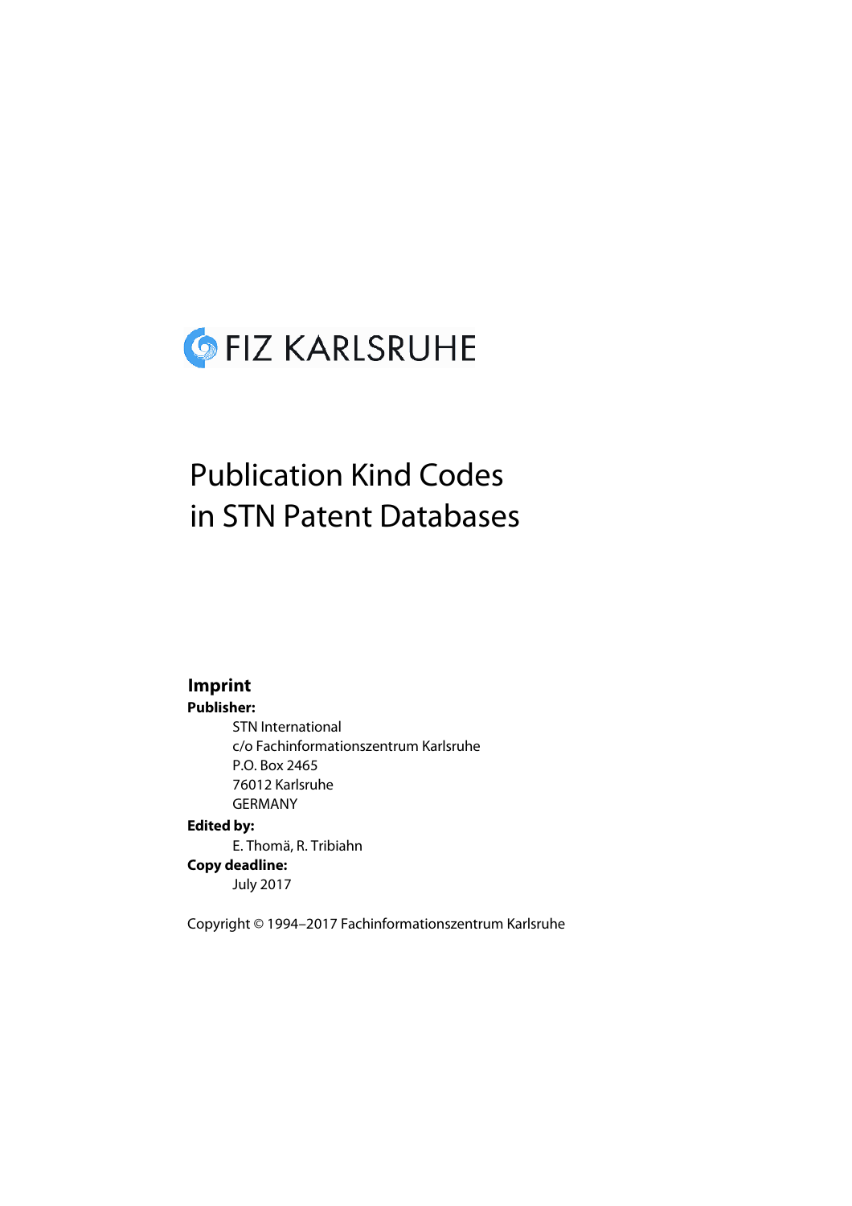FIZ KARLSRUHE

# Publication Kind Codes in STN Patent Databases

## Imprint

**Publisher:**

STN International
c/o Fachinformationszentrum Karlsruhe
P.O. Box 2465
76012 Karlsruhe
GERMANY

**Edited by:**

E. Thomä, R. Tribiahn

**Copy deadline:**

July 2017

Copyright © 1994–2017 Fachinformationszentrum Karlsruhe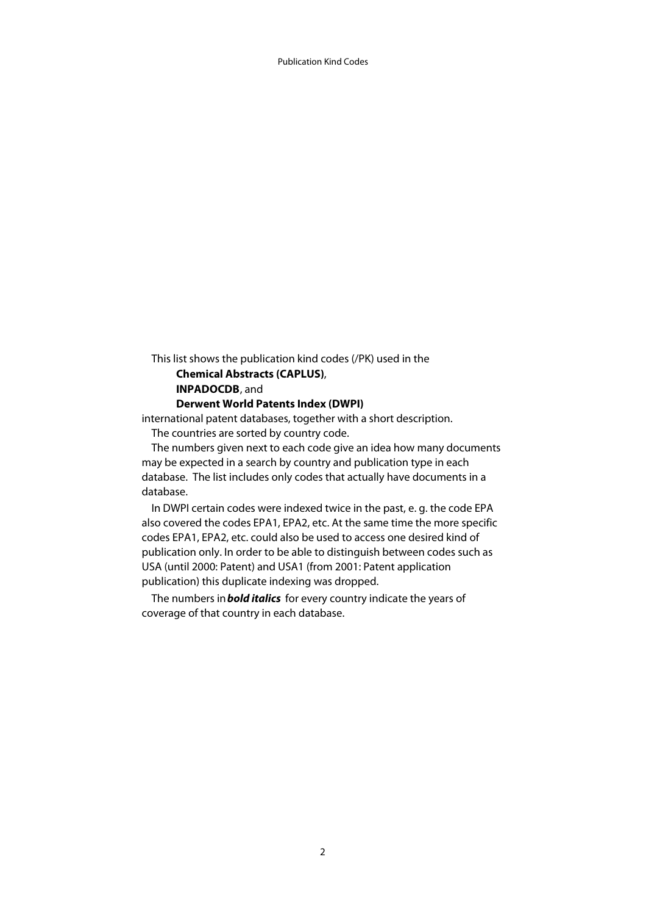This list shows the publication kind codes (/PK) used in the

**Chemical Abstracts (CAPLUS)**,
**INPADOCDB**, and
**Derwent World Patents Index (DWPI)**

international patent databases, together with a short description.

The countries are sorted by country code.

The numbers given next to each code give an idea how many documents may be expected in a search by country and publication type in each database. The list includes only codes that actually have documents in a database.

In DWPI certain codes were indexed twice in the past, e. g. the code EPA also covered the codes EPA1, EPA2, etc. At the same time the more specific codes EPA1, EPA2, etc. could also be used to access one desired kind of publication only. In order to be able to distinguish between codes such as USA (until 2000: Patent) and USA1 (from 2001: Patent application publication) this duplicate indexing was dropped.

The numbers in ***bold italics*** for every country indicate the years of coverage of that country in each database.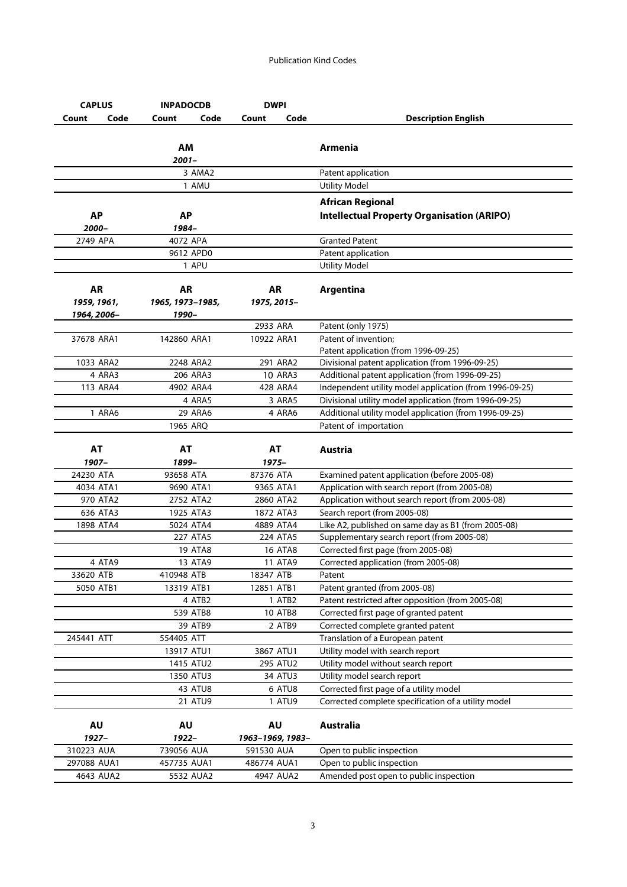| CAPLUS | | INPADOCDB | | DWPI | | |
|---|---|---|---|---|---|---|
| Count | Code | Count | Code | Count | Code | Description English |
| | | **AM** | | | | **Armenia** |
| | | *2001–* | | | | |
| | | 3 | AMA2 | | | Patent application |
| | | 1 | AMU | | | Utility Model |
| **AP** | | **AP** | | | | **African Regional Intellectual Property Organisation (ARIPO)** |
| *2000–* | | *1984–* | | | | |
| 2749 | APA | 4072 | APA | | | Granted Patent |
| | | 9612 | APD0 | | | Patent application |
| | | 1 | APU | | | Utility Model |
| **AR** | | **AR** | | **AR** | | **Argentina** |
| *1959, 1961, 1964, 2006–* | | *1965, 1973–1985, 1990–* | | *1975, 2015–* | | |
| | | | | 2933 | ARA | Patent (only 1975) |
| 37678 | ARA1 | 142860 | ARA1 | 10922 | ARA1 | Patent of invention; Patent application (from 1996-09-25) |
| 1033 | ARA2 | 2248 | ARA2 | 291 | ARA2 | Divisional patent application (from 1996-09-25) |
| 4 | ARA3 | 206 | ARA3 | 10 | ARA3 | Additional patent application (from 1996-09-25) |
| 113 | ARA4 | 4902 | ARA4 | 428 | ARA4 | Independent utility model application (from 1996-09-25) |
| | | 4 | ARA5 | 3 | ARA5 | Divisional utility model application (from 1996-09-25) |
| 1 | ARA6 | 29 | ARA6 | 4 | ARA6 | Additional utility model application (from 1996-09-25) |
| | | 1965 | ARQ | | | Patent of importation |
| **AT** | | **AT** | | **AT** | | **Austria** |
| *1907–* | | *1899–* | | *1975–* | | |
| 24230 | ATA | 93658 | ATA | 87376 | ATA | Examined patent application (before 2005-08) |
| 4034 | ATA1 | 9690 | ATA1 | 9365 | ATA1 | Application with search report (from 2005-08) |
| 970 | ATA2 | 2752 | ATA2 | 2860 | ATA2 | Application without search report (from 2005-08) |
| 636 | ATA3 | 1925 | ATA3 | 1872 | ATA3 | Search report (from 2005-08) |
| 1898 | ATA4 | 5024 | ATA4 | 4889 | ATA4 | Like A2, published on same day as B1 (from 2005-08) |
| | | 227 | ATA5 | 224 | ATA5 | Supplementary search report (from 2005-08) |
| | | 19 | ATA8 | 16 | ATA8 | Corrected first page (from 2005-08) |
| 4 | ATA9 | 13 | ATA9 | 11 | ATA9 | Corrected application (from 2005-08) |
| 33620 | ATB | 410948 | ATB | 18347 | ATB | Patent |
| 5050 | ATB1 | 13319 | ATB1 | 12851 | ATB1 | Patent granted (from 2005-08) |
| | | 4 | ATB2 | 1 | ATB2 | Patent restricted after opposition (from 2005-08) |
| | | 539 | ATB8 | 10 | ATB8 | Corrected first page of granted patent |
| | | 39 | ATB9 | 2 | ATB9 | Corrected complete granted patent |
| 245441 | ATT | 554405 | ATT | | | Translation of a European patent |
| | | 13917 | ATU1 | 3867 | ATU1 | Utility model with search report |
| | | 1415 | ATU2 | 295 | ATU2 | Utility model without search report |
| | | 1350 | ATU3 | 34 | ATU3 | Utility model search report |
| | | 43 | ATU8 | 6 | ATU8 | Corrected first page of a utility model |
| | | 21 | ATU9 | 1 | ATU9 | Corrected complete specification of a utility model |
| **AU** | | **AU** | | **AU** | | **Australia** |
| *1927–* | | *1922–* | | *1963–1969, 1983–* | | |
| 310223 | AUA | 739056 | AUA | 591530 | AUA | Open to public inspection |
| 297088 | AUA1 | 457735 | AUA1 | 486774 | AUA1 | Open to public inspection |
| 4643 | AUA2 | 5532 | AUA2 | 4947 | AUA2 | Amended post open to public inspection |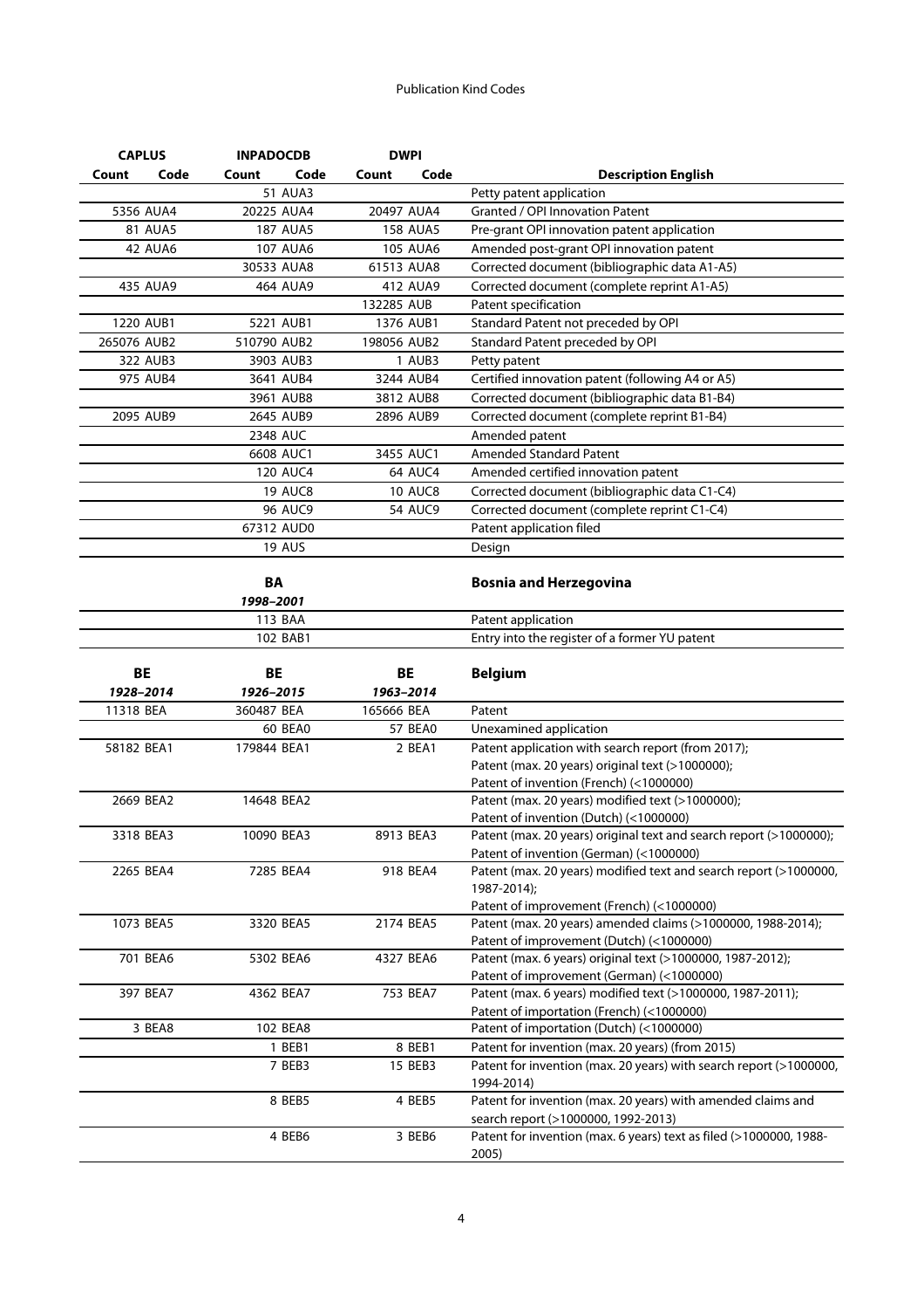| CAPLUS | | INPADOCDB | | DWPI | | |
|---|---|---|---|---|---|---|
| Count | Code | Count | Code | Count | Code | Description English |
| | | 51 | AUA3 | | | Petty patent application |
| 5356 | AUA4 | 20225 | AUA4 | 20497 | AUA4 | Granted / OPI Innovation Patent |
| 81 | AUA5 | 187 | AUA5 | 158 | AUA5 | Pre-grant OPI innovation patent application |
| 42 | AUA6 | 107 | AUA6 | 105 | AUA6 | Amended post-grant OPI innovation patent |
| | | 30533 | AUA8 | 61513 | AUA8 | Corrected document (bibliographic data A1-A5) |
| 435 | AUA9 | 464 | AUA9 | 412 | AUA9 | Corrected document (complete reprint A1-A5) |
| | | | | 132285 | AUB | Patent specification |
| 1220 | AUB1 | 5221 | AUB1 | 1376 | AUB1 | Standard Patent not preceded by OPI |
| 265076 | AUB2 | 510790 | AUB2 | 198056 | AUB2 | Standard Patent preceded by OPI |
| 322 | AUB3 | 3903 | AUB3 | 1 | AUB3 | Petty patent |
| 975 | AUB4 | 3641 | AUB4 | 3244 | AUB4 | Certified innovation patent (following A4 or A5) |
| | | 3961 | AUB8 | 3812 | AUB8 | Corrected document (bibliographic data B1-B4) |
| 2095 | AUB9 | 2645 | AUB9 | 2896 | AUB9 | Corrected document (complete reprint B1-B4) |
| | | 2348 | AUC | | | Amended patent |
| | | 6608 | AUC1 | 3455 | AUC1 | Amended Standard Patent |
| | | 120 | AUC4 | 64 | AUC4 | Amended certified innovation patent |
| | | 19 | AUC8 | 10 | AUC8 | Corrected document (bibliographic data C1-C4) |
| | | 96 | AUC9 | 54 | AUC9 | Corrected document (complete reprint C1-C4) |
| | | 67312 | AUD0 | | | Patent application filed |
| | | 19 | AUS | | | Design |

| | | BA | | | | **Bosnia and Herzegovina** |
|---|---|---|---|---|---|---|
| | | *1998–2001* | | | | |
| | | 113 | BAA | | | Patent application |
| | | 102 | BAB1 | | | Entry into the register of a former YU patent |

| BE | | BE | | BE | | **Belgium** |
|---|---|---|---|---|---|---|
| *1928–2014* | | *1926–2015* | | *1963–2014* | | |
| 11318 | BEA | 360487 | BEA | 165666 | BEA | Patent |
| | | 60 | BEA0 | 57 | BEA0 | Unexamined application |
| 58182 | BEA1 | 179844 | BEA1 | 2 | BEA1 | Patent application with search report (from 2017);<br>Patent (max. 20 years) original text (>1000000);<br>Patent of invention (French) (<1000000) |
| 2669 | BEA2 | 14648 | BEA2 | | | Patent (max. 20 years) modified text (>1000000);<br>Patent of invention (Dutch) (<1000000) |
| 3318 | BEA3 | 10090 | BEA3 | 8913 | BEA3 | Patent (max. 20 years) original text and search report (>1000000);<br>Patent of invention (German) (<1000000) |
| 2265 | BEA4 | 7285 | BEA4 | 918 | BEA4 | Patent (max. 20 years) modified text and search report (>1000000, 1987-2014);<br>Patent of improvement (French) (<1000000) |
| 1073 | BEA5 | 3320 | BEA5 | 2174 | BEA5 | Patent (max. 20 years) amended claims (>1000000, 1988-2014);<br>Patent of improvement (Dutch) (<1000000) |
| 701 | BEA6 | 5302 | BEA6 | 4327 | BEA6 | Patent (max. 6 years) original text (>1000000, 1987-2012);<br>Patent of improvement (German) (<1000000) |
| 397 | BEA7 | 4362 | BEA7 | 753 | BEA7 | Patent (max. 6 years) modified text (>1000000, 1987-2011);<br>Patent of importation (French) (<1000000) |
| 3 | BEA8 | 102 | BEA8 | | | Patent of importation (Dutch) (<1000000) |
| | | 1 | BEB1 | 8 | BEB1 | Patent for invention (max. 20 years) (from 2015) |
| | | 7 | BEB3 | 15 | BEB3 | Patent for invention (max. 20 years) with search report (>1000000, 1994-2014) |
| | | 8 | BEB5 | 4 | BEB5 | Patent for invention (max. 20 years) with amended claims and search report (>1000000, 1992-2013) |
| | | 4 | BEB6 | 3 | BEB6 | Patent for invention (max. 6 years) text as filed (>1000000, 1988-2005) |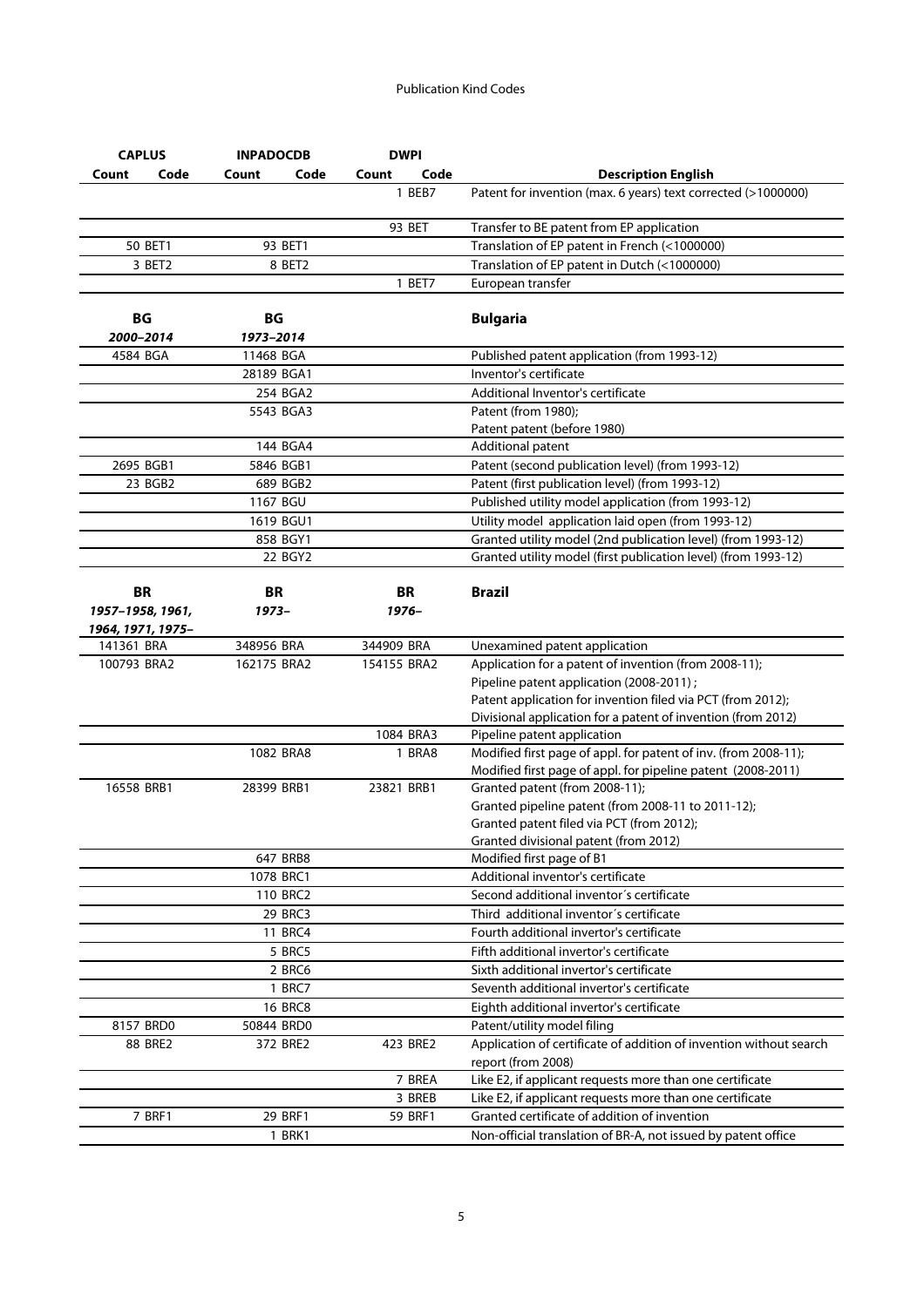| CAPLUS | | INPADOCDB | | DWPI | | |
|---|---|---|---|---|---|---|
| Count | Code | Count | Code | Count | Code | Description English |
| | | | | 1 | BEB7 | Patent for invention (max. 6 years) text corrected (>1000000) |
| | | | | 93 | BET | Transfer to BE patent from EP application |
| 50 | BET1 | 93 | BET1 | | | Translation of EP patent in French (<1000000) |
| 3 | BET2 | 8 | BET2 | | | Translation of EP patent in Dutch (<1000000) |
| | | | | 1 | BET7 | European transfer |
| **BG** | | **BG** | | | | **Bulgaria** |
| ***2000–2014*** | | ***1973–2014*** | | | | |
| 4584 | BGA | 11468 | BGA | | | Published patent application (from 1993-12) |
| | | 28189 | BGA1 | | | Inventor's certificate |
| | | 254 | BGA2 | | | Additional Inventor's certificate |
| | | 5543 | BGA3 | | | Patent (from 1980); Patent patent (before 1980) |
| | | 144 | BGA4 | | | Additional patent |
| 2695 | BGB1 | 5846 | BGB1 | | | Patent (second publication level) (from 1993-12) |
| 23 | BGB2 | 689 | BGB2 | | | Patent (first publication level) (from 1993-12) |
| | | 1167 | BGU | | | Published utility model application (from 1993-12) |
| | | 1619 | BGU1 | | | Utility model application laid open (from 1993-12) |
| | | 858 | BGY1 | | | Granted utility model (2nd publication level) (from 1993-12) |
| | | 22 | BGY2 | | | Granted utility model (first publication level) (from 1993-12) |
| **BR** | | **BR** | | **BR** | | **Brazil** |
| ***1957–1958, 1961, 1964, 1971, 1975–*** | | ***1973–*** | | ***1976–*** | | |
| 141361 | BRA | 348956 | BRA | 344909 | BRA | Unexamined patent application |
| 100793 | BRA2 | 162175 | BRA2 | 154155 | BRA2 | Application for a patent of invention (from 2008-11); Pipeline patent application (2008-2011) ; Patent application for invention filed via PCT (from 2012); Divisional application for a patent of invention (from 2012) |
| | | | | 1084 | BRA3 | Pipeline patent application |
| | | 1082 | BRA8 | 1 | BRA8 | Modified first page of appl. for patent of inv. (from 2008-11); Modified first page of appl. for pipeline patent (2008-2011) |
| 16558 | BRB1 | 28399 | BRB1 | 23821 | BRB1 | Granted patent (from 2008-11); Granted pipeline patent (from 2008-11 to 2011-12); Granted patent filed via PCT (from 2012); Granted divisional patent (from 2012) |
| | | 647 | BRB8 | | | Modified first page of B1 |
| | | 1078 | BRC1 | | | Additional inventor's certificate |
| | | 110 | BRC2 | | | Second additional inventor´s certificate |
| | | 29 | BRC3 | | | Third additional inventor´s certificate |
| | | 11 | BRC4 | | | Fourth additional invertor's certificate |
| | | 5 | BRC5 | | | Fifth additional invertor's certificate |
| | | 2 | BRC6 | | | Sixth additional invertor's certificate |
| | | 1 | BRC7 | | | Seventh additional invertor's certificate |
| | | 16 | BRC8 | | | Eighth additional invertor's certificate |
| 8157 | BRD0 | 50844 | BRD0 | | | Patent/utility model filing |
| 88 | BRE2 | 372 | BRE2 | 423 | BRE2 | Application of certificate of addition of invention without search report (from 2008) |
| | | | | 7 | BREA | Like E2, if applicant requests more than one certificate |
| | | | | 3 | BREB | Like E2, if applicant requests more than one certificate |
| 7 | BRF1 | 29 | BRF1 | 59 | BRF1 | Granted certificate of addition of invention |
| | | 1 | BRK1 | | | Non-official translation of BR-A, not issued by patent office |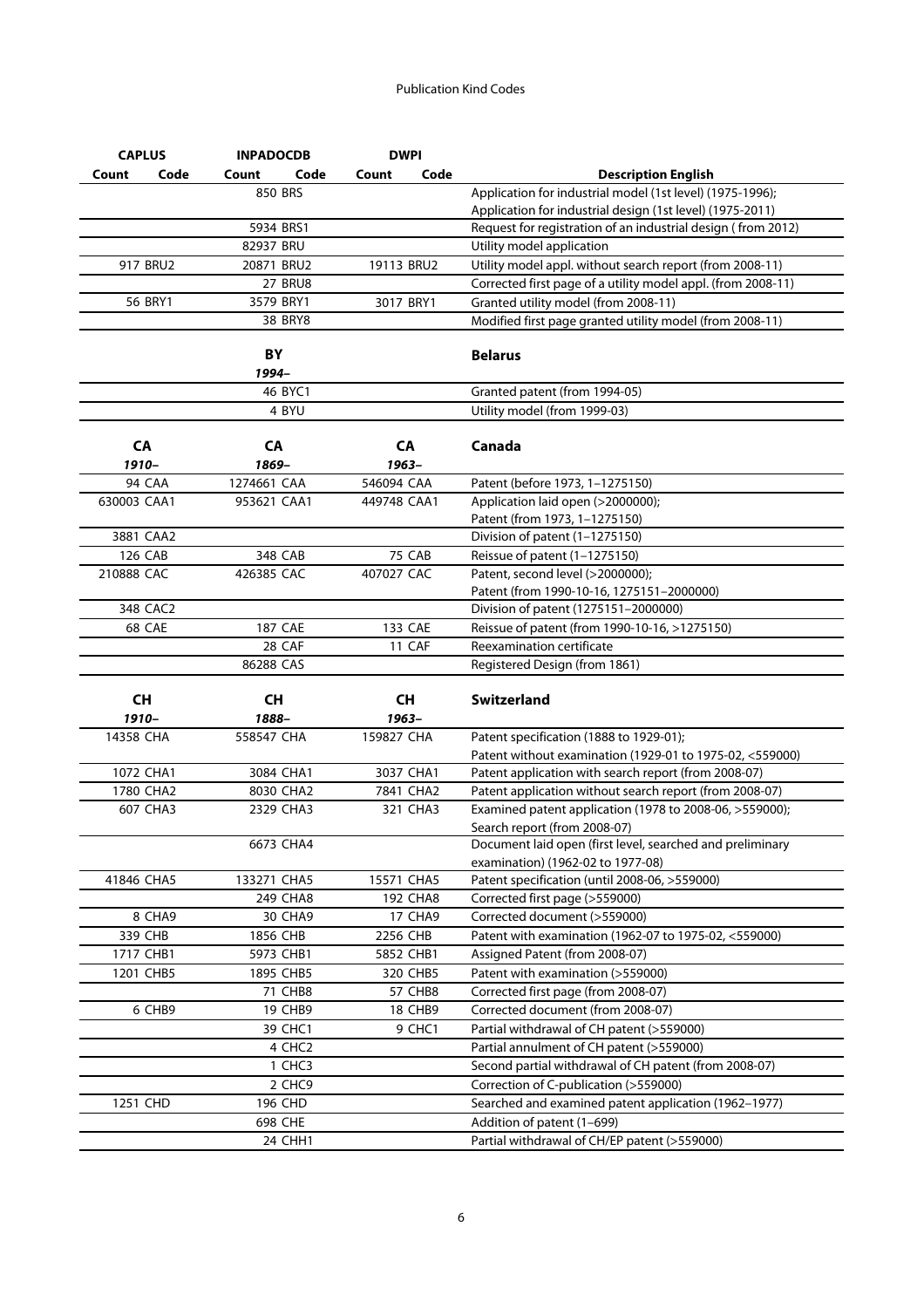| CAPLUS | | INPADOCDB | | DWPI | | |
|---|---|---|---|---|---|---|
| **Count** | **Code** | **Count** | **Code** | **Count** | **Code** | **Description English** |
| | | 850 | BRS | | | Application for industrial model (1st level) (1975-1996); Application for industrial design (1st level) (1975-2011) |
| | | 5934 | BRS1 | | | Request for registration of an industrial design ( from 2012) |
| | | 82937 | BRU | | | Utility model application |
| 917 | BRU2 | 20871 | BRU2 | 19113 | BRU2 | Utility model appl. without search report (from 2008-11) |
| | | 27 | BRU8 | | | Corrected first page of a utility model appl. (from 2008-11) |
| 56 | BRY1 | 3579 | BRY1 | 3017 | BRY1 | Granted utility model (from 2008-11) |
| | | 38 | BRY8 | | | Modified first page granted utility model (from 2008-11) |
| | | **BY** *1994–* | | | | **Belarus** |
| | | 46 | BYC1 | | | Granted patent (from 1994-05) |
| | | 4 | BYU | | | Utility model (from 1999-03) |
| **CA** *1910–* | | **CA** *1869–* | | **CA** *1963–* | | **Canada** |
| 94 | CAA | 1274661 | CAA | 546094 | CAA | Patent (before 1973, 1–1275150) |
| 630003 | CAA1 | 953621 | CAA1 | 449748 | CAA1 | Application laid open (>2000000); Patent (from 1973, 1–1275150) |
| 3881 | CAA2 | | | | | Division of patent (1–1275150) |
| 126 | CAB | 348 | CAB | 75 | CAB | Reissue of patent (1–1275150) |
| 210888 | CAC | 426385 | CAC | 407027 | CAC | Patent, second level (>2000000); Patent (from 1990-10-16, 1275151–2000000) |
| 348 | CAC2 | | | | | Division of patent (1275151–2000000) |
| 68 | CAE | 187 | CAE | 133 | CAE | Reissue of patent (from 1990-10-16, >1275150) |
| | | 28 | CAF | 11 | CAF | Reexamination certificate |
| | | 86288 | CAS | | | Registered Design (from 1861) |
| **CH** *1910–* | | **CH** *1888–* | | **CH** *1963–* | | **Switzerland** |
| 14358 | CHA | 558547 | CHA | 159827 | CHA | Patent specification (1888 to 1929-01); Patent without examination (1929-01 to 1975-02, <559000) |
| 1072 | CHA1 | 3084 | CHA1 | 3037 | CHA1 | Patent application with search report (from 2008-07) |
| 1780 | CHA2 | 8030 | CHA2 | 7841 | CHA2 | Patent application without search report (from 2008-07) |
| 607 | CHA3 | 2329 | CHA3 | 321 | CHA3 | Examined patent application (1978 to 2008-06, >559000); Search report (from 2008-07) |
| | | 6673 | CHA4 | | | Document laid open (first level, searched and preliminary examination) (1962-02 to 1977-08) |
| 41846 | CHA5 | 133271 | CHA5 | 15571 | CHA5 | Patent specification (until 2008-06, >559000) |
| | | 249 | CHA8 | 192 | CHA8 | Corrected first page (>559000) |
| 8 | CHA9 | 30 | CHA9 | 17 | CHA9 | Corrected document (>559000) |
| 339 | CHB | 1856 | CHB | 2256 | CHB | Patent with examination (1962-07 to 1975-02, <559000) |
| 1717 | CHB1 | 5973 | CHB1 | 5852 | CHB1 | Assigned Patent (from 2008-07) |
| 1201 | CHB5 | 1895 | CHB5 | 320 | CHB5 | Patent with examination (>559000) |
| | | 71 | CHB8 | 57 | CHB8 | Corrected first page (from 2008-07) |
| 6 | CHB9 | 19 | CHB9 | 18 | CHB9 | Corrected document (from 2008-07) |
| | | 39 | CHC1 | 9 | CHC1 | Partial withdrawal of CH patent (>559000) |
| | | 4 | CHC2 | | | Partial annulment of CH patent (>559000) |
| | | 1 | CHC3 | | | Second partial withdrawal of CH patent (from 2008-07) |
| | | 2 | CHC9 | | | Correction of C-publication (>559000) |
| 1251 | CHD | 196 | CHD | | | Searched and examined patent application (1962–1977) |
| | | 698 | CHE | | | Addition of patent (1–699) |
| | | 24 | CHH1 | | | Partial withdrawal of CH/EP patent (>559000) |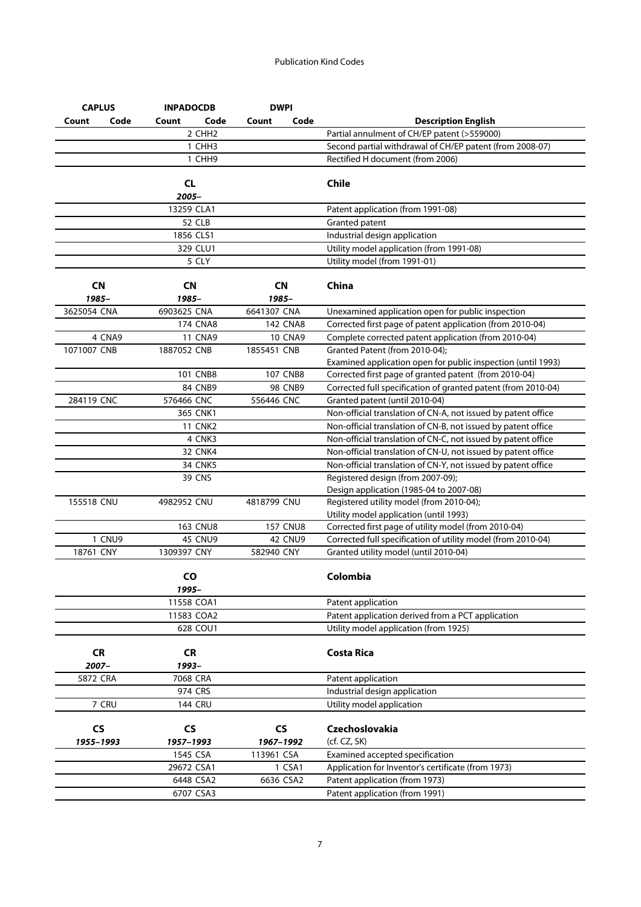| CAPLUS | | INPADOCDB | | DWPI | | |
|---|---|---|---|---|---|---|
| Count | Code | Count | Code | Count | Code | Description English |
| | | 2 | CHH2 | | | Partial annulment of CH/EP patent (>559000) |
| | | 1 | CHH3 | | | Second partial withdrawal of CH/EP patent (from 2008-07) |
| | | 1 | CHH9 | | | Rectified H document (from 2006) |
| | | **CL** *2005–* | | | | **Chile** |
| | | 13259 | CLA1 | | | Patent application (from 1991-08) |
| | | 52 | CLB | | | Granted patent |
| | | 1856 | CLS1 | | | Industrial design application |
| | | 329 | CLU1 | | | Utility model application (from 1991-08) |
| | | 5 | CLY | | | Utility model (from 1991-01) |
| **CN** *1985–* | | **CN** *1985–* | | **CN** *1985–* | | **China** |
| 3625054 | CNA | 6903625 | CNA | 6641307 | CNA | Unexamined application open for public inspection |
| | | 174 | CNA8 | 142 | CNA8 | Corrected first page of patent application (from 2010-04) |
| 4 | CNA9 | 11 | CNA9 | 10 | CNA9 | Complete corrected patent application (from 2010-04) |
| 1071007 | CNB | 1887052 | CNB | 1855451 | CNB | Granted Patent (from 2010-04); Examined application open for public inspection (until 1993) |
| | | 101 | CNB8 | 107 | CNB8 | Corrected first page of granted patent (from 2010-04) |
| | | 84 | CNB9 | 98 | CNB9 | Corrected full specification of granted patent (from 2010-04) |
| 284119 | CNC | 576466 | CNC | 556446 | CNC | Granted patent (until 2010-04) |
| | | 365 | CNK1 | | | Non-official translation of CN-A, not issued by patent office |
| | | 11 | CNK2 | | | Non-official translation of CN-B, not issued by patent office |
| | | 4 | CNK3 | | | Non-official translation of CN-C, not issued by patent office |
| | | 32 | CNK4 | | | Non-official translation of CN-U, not issued by patent office |
| | | 34 | CNK5 | | | Non-official translation of CN-Y, not issued by patent office |
| | | 39 | CNS | | | Registered design (from 2007-09); Design application (1985-04 to 2007-08) |
| 155518 | CNU | 4982952 | CNU | 4818799 | CNU | Registered utility model (from 2010-04); Utility model application (until 1993) |
| | | 163 | CNU8 | 157 | CNU8 | Corrected first page of utility model (from 2010-04) |
| 1 | CNU9 | 45 | CNU9 | 42 | CNU9 | Corrected full specification of utility model (from 2010-04) |
| 18761 | CNY | 1309397 | CNY | 582940 | CNY | Granted utility model (until 2010-04) |
| | | **CO** *1995–* | | | | **Colombia** |
| | | 11558 | COA1 | | | Patent application |
| | | 11583 | COA2 | | | Patent application derived from a PCT application |
| | | 628 | COU1 | | | Utility model application (from 1925) |
| **CR** *2007–* | | **CR** *1993–* | | | | **Costa Rica** |
| 5872 | CRA | 7068 | CRA | | | Patent application |
| | | 974 | CRS | | | Industrial design application |
| 7 | CRU | 144 | CRU | | | Utility model application |
| **CS** *1955–1993* | | **CS** *1957–1993* | | **CS** *1967–1992* | | **Czechoslovakia** (cf. CZ, SK) |
| | | 1545 | CSA | 113961 | CSA | Examined accepted specification |
| | | 29672 | CSA1 | 1 | CSA1 | Application for Inventor's certificate (from 1973) |
| | | 6448 | CSA2 | 6636 | CSA2 | Patent application (from 1973) |
| | | 6707 | CSA3 | | | Patent application (from 1991) |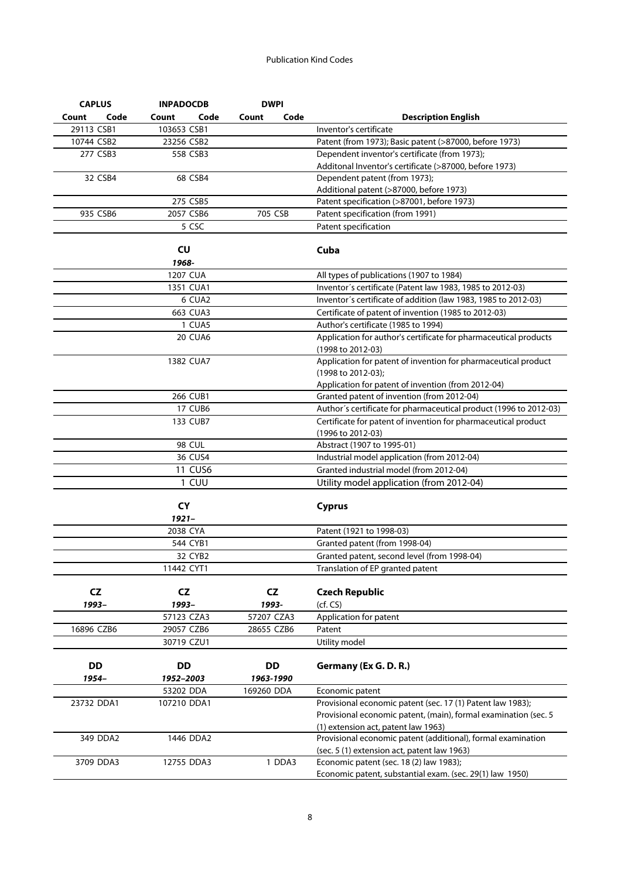| CAPLUS | | INPADOCDB | | DWPI | | |
|---|---|---|---|---|---|---|
| Count | Code | Count | Code | Count | Code | Description English |
| 29113 | CSB1 | 103653 | CSB1 | | | Inventor's certificate |
| 10744 | CSB2 | 23256 | CSB2 | | | Patent (from 1973); Basic patent (>87000, before 1973) |
| 277 | CSB3 | 558 | CSB3 | | | Dependent inventor's certificate (from 1973); Additonal Inventor's certificate (>87000, before 1973) |
| 32 | CSB4 | 68 | CSB4 | | | Dependent patent (from 1973); Additional patent (>87000, before 1973) |
| | | 275 | CSB5 | | | Patent specification (>87001, before 1973) |
| 935 | CSB6 | 2057 | CSB6 | 705 | CSB | Patent specification (from 1991) |
| | | 5 | CSC | | | Patent specification |
| | | **CU** | | | | **Cuba** |
| | | ***1968-*** | | | | |
| | | 1207 | CUA | | | All types of publications (1907 to 1984) |
| | | 1351 | CUA1 | | | Inventor´s certificate (Patent law 1983, 1985 to 2012-03) |
| | | 6 | CUA2 | | | Inventor´s certificate of addition (law 1983, 1985 to 2012-03) |
| | | 663 | CUA3 | | | Certificate of patent of invention (1985 to 2012-03) |
| | | 1 | CUA5 | | | Author's certificate (1985 to 1994) |
| | | 20 | CUA6 | | | Application for author's certificate for pharmaceutical products (1998 to 2012-03) |
| | | 1382 | CUA7 | | | Application for patent of invention for pharmaceutical product (1998 to 2012-03); Application for patent of invention (from 2012-04) |
| | | 266 | CUB1 | | | Granted patent of invention (from 2012-04) |
| | | 17 | CUB6 | | | Author´s certificate for pharmaceutical product (1996 to 2012-03) |
| | | 133 | CUB7 | | | Certificate for patent of invention for pharmaceutical product (1996 to 2012-03) |
| | | 98 | CUL | | | Abstract (1907 to 1995-01) |
| | | 36 | CUS4 | | | Industrial model application (from 2012-04) |
| | | 11 | CUS6 | | | Granted industrial model (from 2012-04) |
| | | 1 | CUU | | | Utility model application (from 2012-04) |
| | | **CY** | | | | **Cyprus** |
| | | ***1921–*** | | | | |
| | | 2038 | CYA | | | Patent (1921 to 1998-03) |
| | | 544 | CYB1 | | | Granted patent (from 1998-04) |
| | | 32 | CYB2 | | | Granted patent, second level (from 1998-04) |
| | | 11442 | CYT1 | | | Translation of EP granted patent |
| **CZ** | | **CZ** | | **CZ** | | **Czech Republic** |
| ***1993–*** | | ***1993–*** | | ***1993-*** | | (cf. CS) |
| | | 57123 | CZA3 | 57207 | CZA3 | Application for patent |
| 16896 | CZB6 | 29057 | CZB6 | 28655 | CZB6 | Patent |
| | | 30719 | CZU1 | | | Utility model |
| **DD** | | **DD** | | **DD** | | **Germany (Ex G. D. R.)** |
| ***1954–*** | | ***1952–2003*** | | ***1963-1990*** | | |
| | | 53202 | DDA | 169260 | DDA | Economic patent |
| 23732 | DDA1 | 107210 | DDA1 | | | Provisional economic patent (sec. 17 (1) Patent law 1983); Provisional economic patent, (main), formal examination (sec. 5 (1) extension act, patent law 1963) |
| 349 | DDA2 | 1446 | DDA2 | | | Provisional economic patent (additional), formal examination (sec. 5 (1) extension act, patent law 1963) |
| 3709 | DDA3 | 12755 | DDA3 | 1 | DDA3 | Economic patent (sec. 18 (2) law 1983); Economic patent, substantial exam. (sec. 29(1) law 1950) |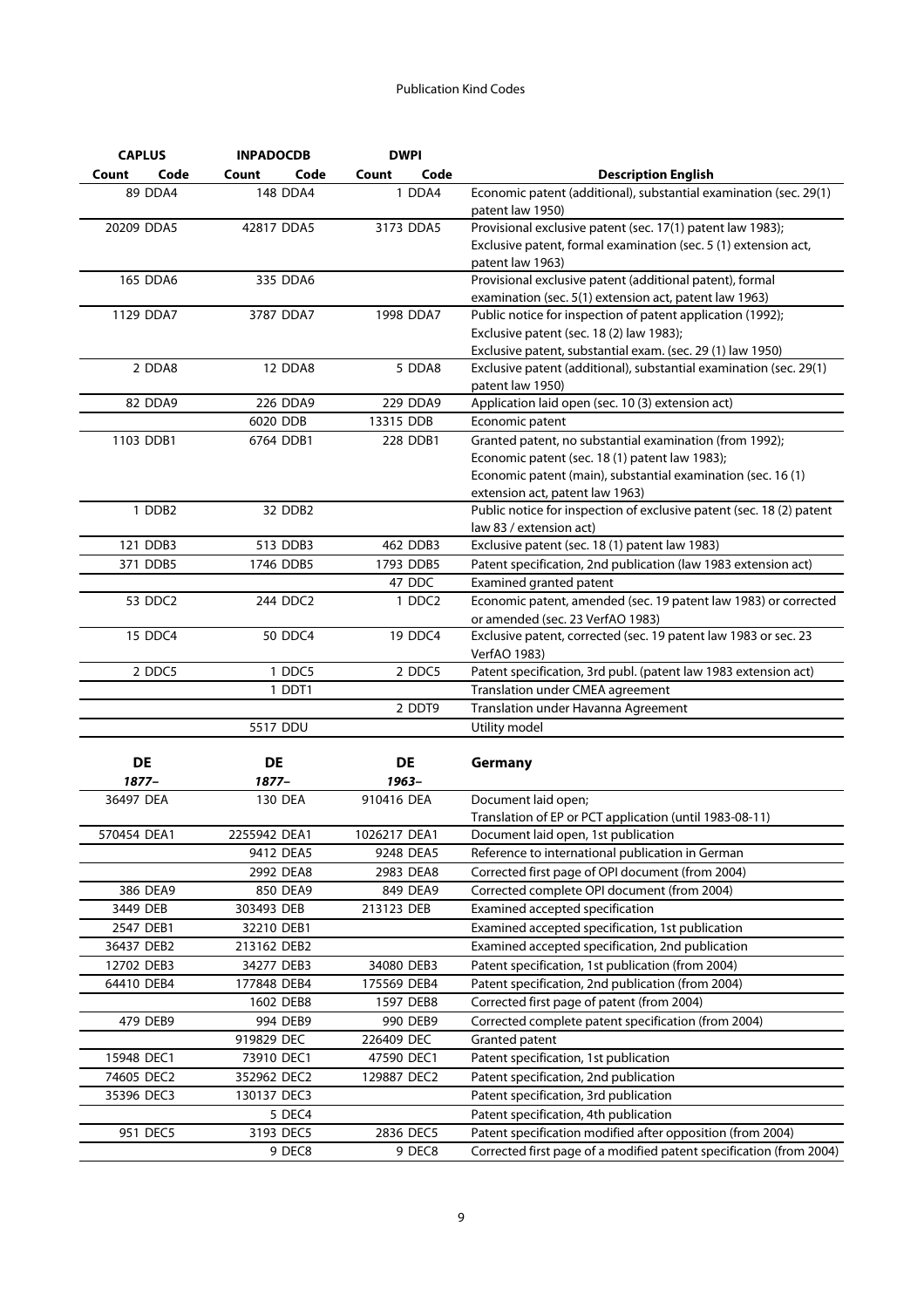| CAPLUS | | INPADOCDB | | DWPI | | |
|---|---|---|---|---|---|---|
| Count | Code | Count | Code | Count | Code | Description English |
| 89 | DDA4 | 148 | DDA4 | 1 | DDA4 | Economic patent (additional), substantial examination (sec. 29(1) patent law 1950) |
| 20209 | DDA5 | 42817 | DDA5 | 3173 | DDA5 | Provisional exclusive patent (sec. 17(1) patent law 1983); Exclusive patent, formal examination (sec. 5 (1) extension act, patent law 1963) |
| 165 | DDA6 | 335 | DDA6 | | | Provisional exclusive patent (additional patent), formal examination (sec. 5(1) extension act, patent law 1963) |
| 1129 | DDA7 | 3787 | DDA7 | 1998 | DDA7 | Public notice for inspection of patent application (1992); Exclusive patent (sec. 18 (2) law 1983); Exclusive patent, substantial exam. (sec. 29 (1) law 1950) |
| 2 | DDA8 | 12 | DDA8 | 5 | DDA8 | Exclusive patent (additional), substantial examination (sec. 29(1) patent law 1950) |
| 82 | DDA9 | 226 | DDA9 | 229 | DDA9 | Application laid open (sec. 10 (3) extension act) |
| | | 6020 | DDB | 13315 | DDB | Economic patent |
| 1103 | DDB1 | 6764 | DDB1 | 228 | DDB1 | Granted patent, no substantial examination (from 1992); Economic patent (sec. 18 (1) patent law 1983); Economic patent (main), substantial examination (sec. 16 (1) extension act, patent law 1963) |
| 1 | DDB2 | 32 | DDB2 | | | Public notice for inspection of exclusive patent (sec. 18 (2) patent law 83 / extension act) |
| 121 | DDB3 | 513 | DDB3 | 462 | DDB3 | Exclusive patent (sec. 18 (1) patent law 1983) |
| 371 | DDB5 | 1746 | DDB5 | 1793 | DDB5 | Patent specification, 2nd publication (law 1983 extension act) |
| | | | | 47 | DDC | Examined granted patent |
| 53 | DDC2 | 244 | DDC2 | 1 | DDC2 | Economic patent, amended (sec. 19 patent law 1983) or corrected or amended (sec. 23 VerfAO 1983) |
| 15 | DDC4 | 50 | DDC4 | 19 | DDC4 | Exclusive patent, corrected (sec. 19 patent law 1983 or sec. 23 VerfAO 1983) |
| 2 | DDC5 | 1 | DDC5 | 2 | DDC5 | Patent specification, 3rd publ. (patent law 1983 extension act) |
| | | 1 | DDT1 | | | Translation under CMEA agreement |
| | | | | 2 | DDT9 | Translation under Havanna Agreement |
| | | 5517 | DDU | | | Utility model |

| DE | | DE | | DE | | Germany |
|---|---|---|---|---|---|---|
| *1877–* | | *1877–* | | *1963–* | | |
| 36497 | DEA | 130 | DEA | 910416 | DEA | Document laid open; Translation of EP or PCT application (until 1983-08-11) |
| 570454 | DEA1 | 2255942 | DEA1 | 1026217 | DEA1 | Document laid open, 1st publication |
| | | 9412 | DEA5 | 9248 | DEA5 | Reference to international publication in German |
| | | 2992 | DEA8 | 2983 | DEA8 | Corrected first page of OPI document (from 2004) |
| 386 | DEA9 | 850 | DEA9 | 849 | DEA9 | Corrected complete OPI document (from 2004) |
| 3449 | DEB | 303493 | DEB | 213123 | DEB | Examined accepted specification |
| 2547 | DEB1 | 32210 | DEB1 | | | Examined accepted specification, 1st publication |
| 36437 | DEB2 | 213162 | DEB2 | | | Examined accepted specification, 2nd publication |
| 12702 | DEB3 | 34277 | DEB3 | 34080 | DEB3 | Patent specification, 1st publication (from 2004) |
| 64410 | DEB4 | 177848 | DEB4 | 175569 | DEB4 | Patent specification, 2nd publication (from 2004) |
| | | 1602 | DEB8 | 1597 | DEB8 | Corrected first page of patent (from 2004) |
| 479 | DEB9 | 994 | DEB9 | 990 | DEB9 | Corrected complete patent specification (from 2004) |
| | | 919829 | DEC | 226409 | DEC | Granted patent |
| 15948 | DEC1 | 73910 | DEC1 | 47590 | DEC1 | Patent specification, 1st publication |
| 74605 | DEC2 | 352962 | DEC2 | 129887 | DEC2 | Patent specification, 2nd publication |
| 35396 | DEC3 | 130137 | DEC3 | | | Patent specification, 3rd publication |
| | | 5 | DEC4 | | | Patent specification, 4th publication |
| 951 | DEC5 | 3193 | DEC5 | 2836 | DEC5 | Patent specification modified after opposition (from 2004) |
| | | 9 | DEC8 | 9 | DEC8 | Corrected first page of a modified patent specification (from 2004) |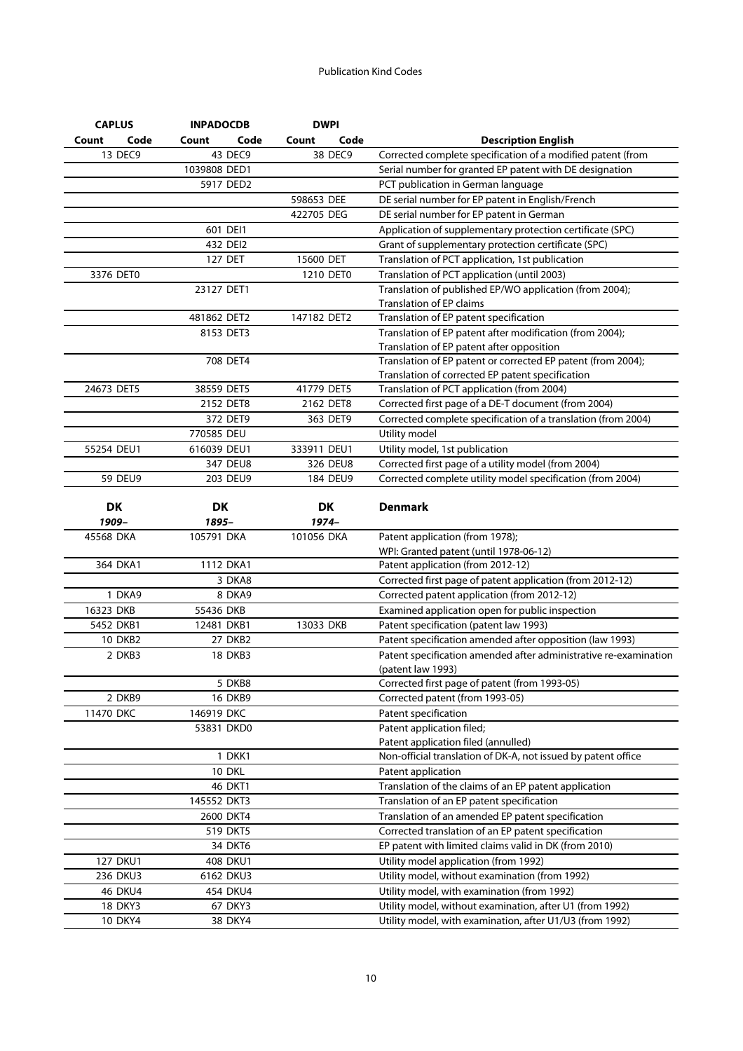| CAPLUS | | INPADOCDB | | DWPI | | |
|---|---|---|---|---|---|---|
| Count | Code | Count | Code | Count | Code | Description English |
| 13 | DEC9 | 43 | DEC9 | 38 | DEC9 | Corrected complete specification of a modified patent (from |
| | | 1039808 | DED1 | | | Serial number for granted EP patent with DE designation |
| | | 5917 | DED2 | | | PCT publication in German language |
| | | | | 598653 | DEE | DE serial number for EP patent in English/French |
| | | | | 422705 | DEG | DE serial number for EP patent in German |
| | | 601 | DEI1 | | | Application of supplementary protection certificate (SPC) |
| | | 432 | DEI2 | | | Grant of supplementary protection certificate (SPC) |
| | | 127 | DET | 15600 | DET | Translation of PCT application, 1st publication |
| 3376 | DET0 | | | 1210 | DET0 | Translation of PCT application (until 2003) |
| | | 23127 | DET1 | | | Translation of published EP/WO application (from 2004); Translation of EP claims |
| | | 481862 | DET2 | 147182 | DET2 | Translation of EP patent specification |
| | | 8153 | DET3 | | | Translation of EP patent after modification (from 2004); Translation of EP patent after opposition |
| | | 708 | DET4 | | | Translation of EP patent or corrected EP patent (from 2004); Translation of corrected EP patent specification |
| 24673 | DET5 | 38559 | DET5 | 41779 | DET5 | Translation of PCT application (from 2004) |
| | | 2152 | DET8 | 2162 | DET8 | Corrected first page of a DE-T document (from 2004) |
| | | 372 | DET9 | 363 | DET9 | Corrected complete specification of a translation (from 2004) |
| | | 770585 | DEU | | | Utility model |
| 55254 | DEU1 | 616039 | DEU1 | 333911 | DEU1 | Utility model, 1st publication |
| | | 347 | DEU8 | 326 | DEU8 | Corrected first page of a utility model (from 2004) |
| 59 | DEU9 | 203 | DEU9 | 184 | DEU9 | Corrected complete utility model specification (from 2004) |

| DK | | DK | | DK | | Denmark |
|---|---|---|---|---|---|---|
| *1909–* | | *1895–* | | *1974–* | | |
| 45568 | DKA | 105791 | DKA | 101056 | DKA | Patent application (from 1978); WPI: Granted patent (until 1978-06-12) |
| 364 | DKA1 | 1112 | DKA1 | | | Patent application (from 2012-12) |
| | | 3 | DKA8 | | | Corrected first page of patent application (from 2012-12) |
| 1 | DKA9 | 8 | DKA9 | | | Corrected patent application (from 2012-12) |
| 16323 | DKB | 55436 | DKB | | | Examined application open for public inspection |
| 5452 | DKB1 | 12481 | DKB1 | 13033 | DKB | Patent specification (patent law 1993) |
| 10 | DKB2 | 27 | DKB2 | | | Patent specification amended after opposition (law 1993) |
| 2 | DKB3 | 18 | DKB3 | | | Patent specification amended after administrative re-examination (patent law 1993) |
| | | 5 | DKB8 | | | Corrected first page of patent (from 1993-05) |
| 2 | DKB9 | 16 | DKB9 | | | Corrected patent (from 1993-05) |
| 11470 | DKC | 146919 | DKC | | | Patent specification |
| | | 53831 | DKD0 | | | Patent application filed; Patent application filed (annulled) |
| | | 1 | DKK1 | | | Non-official translation of DK-A, not issued by patent office |
| | | 10 | DKL | | | Patent application |
| | | 46 | DKT1 | | | Translation of the claims of an EP patent application |
| | | 145552 | DKT3 | | | Translation of an EP patent specification |
| | | 2600 | DKT4 | | | Translation of an amended EP patent specification |
| | | 519 | DKT5 | | | Corrected translation of an EP patent specification |
| | | 34 | DKT6 | | | EP patent with limited claims valid in DK (from 2010) |
| 127 | DKU1 | 408 | DKU1 | | | Utility model application (from 1992) |
| 236 | DKU3 | 6162 | DKU3 | | | Utility model, without examination (from 1992) |
| 46 | DKU4 | 454 | DKU4 | | | Utility model, with examination (from 1992) |
| 18 | DKY3 | 67 | DKY3 | | | Utility model, without examination, after U1 (from 1992) |
| 10 | DKY4 | 38 | DKY4 | | | Utility model, with examination, after U1/U3 (from 1992) |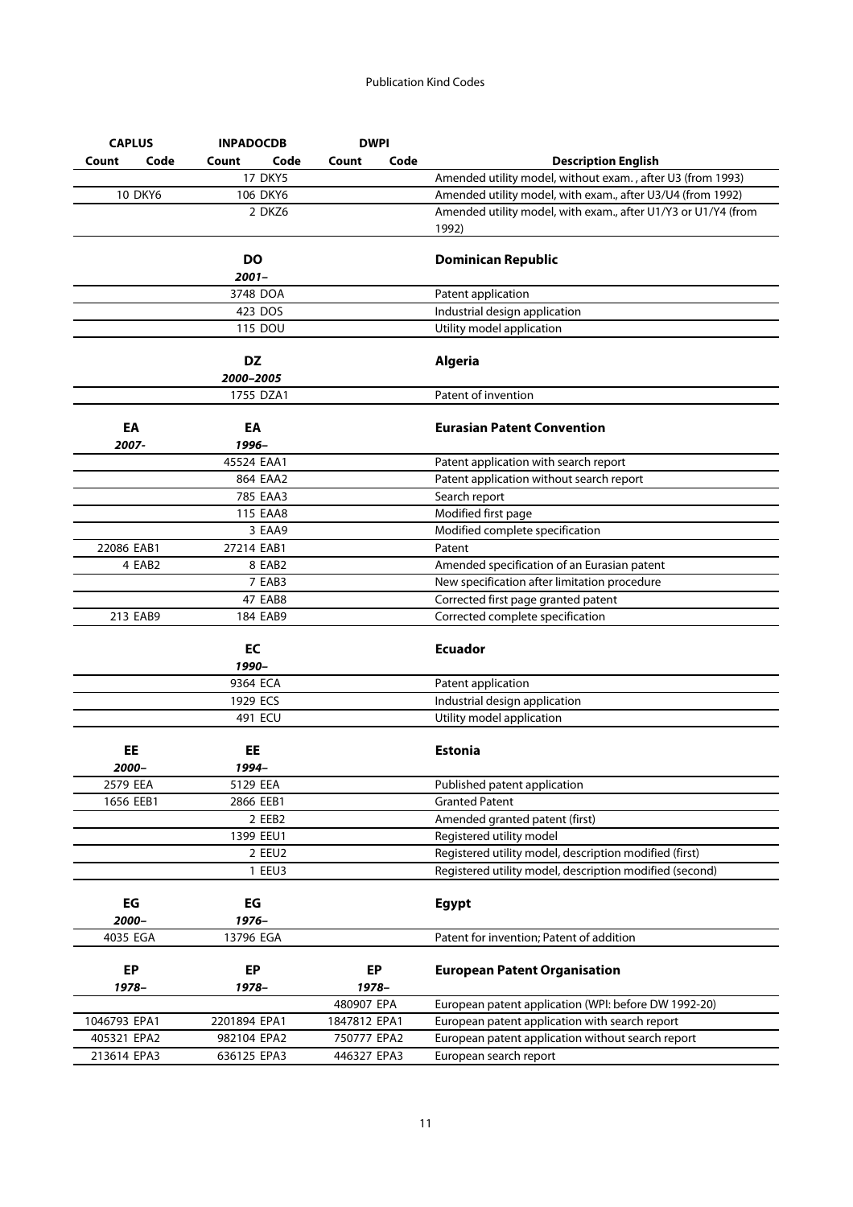| CAPLUS | | INPADOCDB | | DWPI | | |
|---|---|---|---|---|---|---|
| Count | Code | Count | Code | Count | Code | Description English |
| | | 17 | DKY5 | | | Amended utility model, without exam. , after U3 (from 1993) |
| 10 | DKY6 | 106 | DKY6 | | | Amended utility model, with exam., after U3/U4 (from 1992) |
| | | 2 | DKZ6 | | | Amended utility model, with exam., after U1/Y3 or U1/Y4 (from 1992) |
| | | **DO** | | | | **Dominican Republic** |
| | | ***2001–*** | | | | |
| | | 3748 | DOA | | | Patent application |
| | | 423 | DOS | | | Industrial design application |
| | | 115 | DOU | | | Utility model application |
| | | **DZ** | | | | **Algeria** |
| | | ***2000–2005*** | | | | |
| | | 1755 | DZA1 | | | Patent of invention |
| **EA** | | **EA** | | | | **Eurasian Patent Convention** |
| ***2007-*** | | ***1996–*** | | | | |
| | | 45524 | EAA1 | | | Patent application with search report |
| | | 864 | EAA2 | | | Patent application without search report |
| | | 785 | EAA3 | | | Search report |
| | | 115 | EAA8 | | | Modified first page |
| | | 3 | EAA9 | | | Modified complete specification |
| 22086 | EAB1 | 27214 | EAB1 | | | Patent |
| 4 | EAB2 | 8 | EAB2 | | | Amended specification of an Eurasian patent |
| | | 7 | EAB3 | | | New specification after limitation procedure |
| | | 47 | EAB8 | | | Corrected first page granted patent |
| 213 | EAB9 | 184 | EAB9 | | | Corrected complete specification |
| | | **EC** | | | | **Ecuador** |
| | | ***1990–*** | | | | |
| | | 9364 | ECA | | | Patent application |
| | | 1929 | ECS | | | Industrial design application |
| | | 491 | ECU | | | Utility model application |
| **EE** | | **EE** | | | | **Estonia** |
| ***2000–*** | | ***1994–*** | | | | |
| 2579 | EEA | 5129 | EEA | | | Published patent application |
| 1656 | EEB1 | 2866 | EEB1 | | | Granted Patent |
| | | 2 | EEB2 | | | Amended granted patent (first) |
| | | 1399 | EEU1 | | | Registered utility model |
| | | 2 | EEU2 | | | Registered utility model, description modified (first) |
| | | 1 | EEU3 | | | Registered utility model, description modified (second) |
| **EG** | | **EG** | | | | **Egypt** |
| ***2000–*** | | ***1976–*** | | | | |
| 4035 | EGA | 13796 | EGA | | | Patent for invention; Patent of addition |
| **EP** | | **EP** | | **EP** | | **European Patent Organisation** |
| ***1978–*** | | ***1978–*** | | ***1978–*** | | |
| | | | | 480907 | EPA | European patent application (WPI: before DW 1992-20) |
| 1046793 | EPA1 | 2201894 | EPA1 | 1847812 | EPA1 | European patent application with search report |
| 405321 | EPA2 | 982104 | EPA2 | 750777 | EPA2 | European patent application without search report |
| 213614 | EPA3 | 636125 | EPA3 | 446327 | EPA3 | European search report |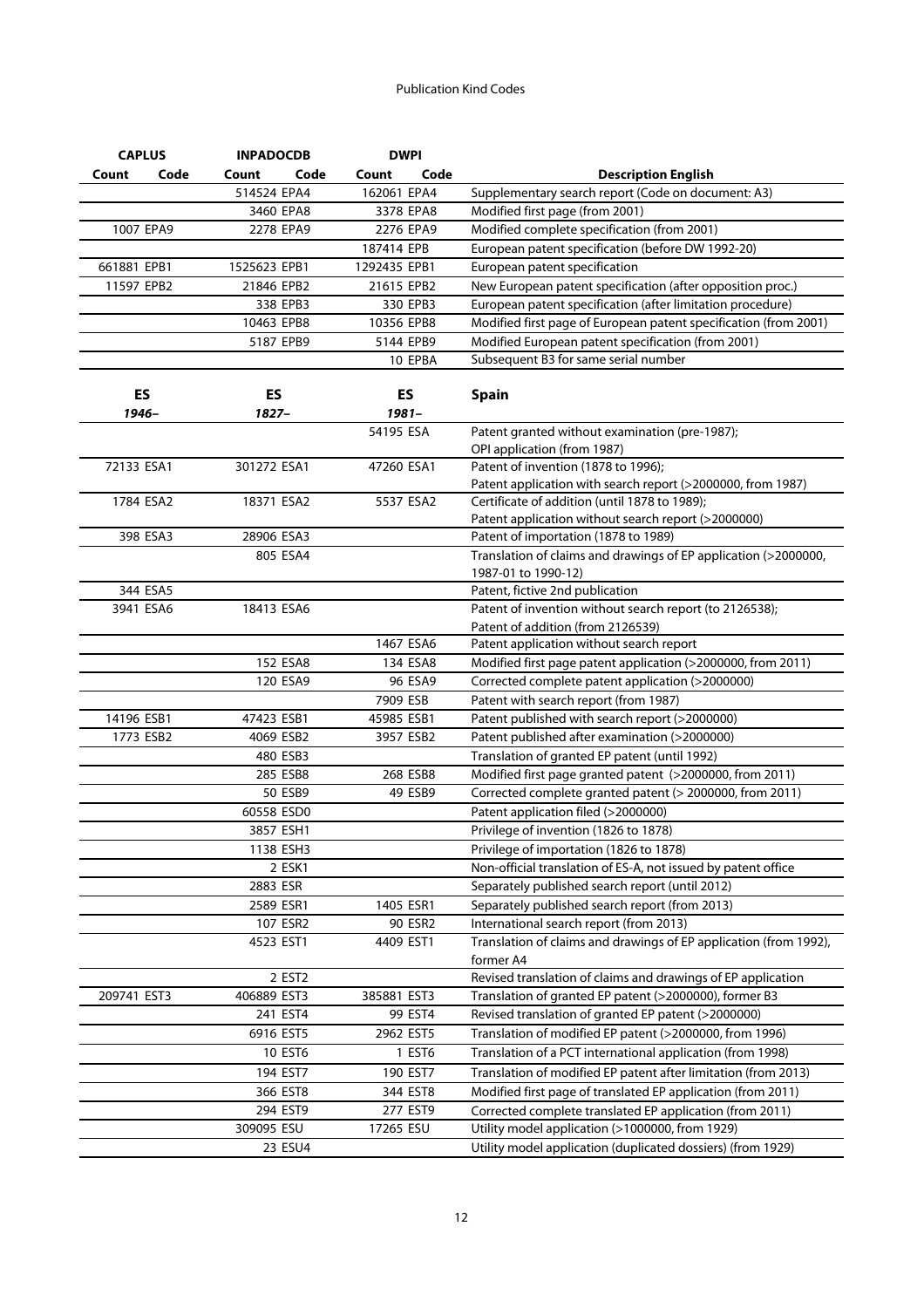| CAPLUS | | INPADOCDB | | DWPI | | |
|---|---|---|---|---|---|---|
| **Count** | **Code** | **Count** | **Code** | **Count** | **Code** | **Description English** |
| | | 514524 | EPA4 | 162061 | EPA4 | Supplementary search report (Code on document: A3) |
| | | 3460 | EPA8 | 3378 | EPA8 | Modified first page (from 2001) |
| 1007 | EPA9 | 2278 | EPA9 | 2276 | EPA9 | Modified complete specification (from 2001) |
| | | | | 187414 | EPB | European patent specification (before DW 1992-20) |
| 661881 | EPB1 | 1525623 | EPB1 | 1292435 | EPB1 | European patent specification |
| 11597 | EPB2 | 21846 | EPB2 | 21615 | EPB2 | New European patent specification (after opposition proc.) |
| | | 338 | EPB3 | 330 | EPB3 | European patent specification (after limitation procedure) |
| | | 10463 | EPB8 | 10356 | EPB8 | Modified first page of European patent specification (from 2001) |
| | | 5187 | EPB9 | 5144 | EPB9 | Modified European patent specification (from 2001) |
| | | | | 10 | EPBA | Subsequent B3 for same serial number |
| **ES** | | **ES** | | **ES** | | **Spain** |
| *1946–* | | *1827–* | | *1981–* | | |
| | | | | 54195 | ESA | Patent granted without examination (pre-1987); OPI application (from 1987) |
| 72133 | ESA1 | 301272 | ESA1 | 47260 | ESA1 | Patent of invention (1878 to 1996); Patent application with search report (>2000000, from 1987) |
| 1784 | ESA2 | 18371 | ESA2 | 5537 | ESA2 | Certificate of addition (until 1878 to 1989); Patent application without search report (>2000000) |
| 398 | ESA3 | 28906 | ESA3 | | | Patent of importation (1878 to 1989) |
| | | 805 | ESA4 | | | Translation of claims and drawings of EP application (>2000000, 1987-01 to 1990-12) |
| 344 | ESA5 | | | | | Patent, fictive 2nd publication |
| 3941 | ESA6 | 18413 | ESA6 | | | Patent of invention without search report (to 2126538); Patent of addition (from 2126539) |
| | | | | 1467 | ESA6 | Patent application without search report |
| | | 152 | ESA8 | 134 | ESA8 | Modified first page patent application (>2000000, from 2011) |
| | | 120 | ESA9 | 96 | ESA9 | Corrected complete patent application (>2000000) |
| | | | | 7909 | ESB | Patent with search report (from 1987) |
| 14196 | ESB1 | 47423 | ESB1 | 45985 | ESB1 | Patent published with search report (>2000000) |
| 1773 | ESB2 | 4069 | ESB2 | 3957 | ESB2 | Patent published after examination (>2000000) |
| | | 480 | ESB3 | | | Translation of granted EP patent (until 1992) |
| | | 285 | ESB8 | 268 | ESB8 | Modified first page granted patent (>2000000, from 2011) |
| | | 50 | ESB9 | 49 | ESB9 | Corrected complete granted patent (> 2000000, from 2011) |
| | | 60558 | ESD0 | | | Patent application filed (>2000000) |
| | | 3857 | ESH1 | | | Privilege of invention (1826 to 1878) |
| | | 1138 | ESH3 | | | Privilege of importation (1826 to 1878) |
| | | 2 | ESK1 | | | Non-official translation of ES-A, not issued by patent office |
| | | 2883 | ESR | | | Separately published search report (until 2012) |
| | | 2589 | ESR1 | 1405 | ESR1 | Separately published search report (from 2013) |
| | | 107 | ESR2 | 90 | ESR2 | International search report (from 2013) |
| | | 4523 | EST1 | 4409 | EST1 | Translation of claims and drawings of EP application (from 1992), former A4 |
| | | 2 | EST2 | | | Revised translation of claims and drawings of EP application |
| 209741 | EST3 | 406889 | EST3 | 385881 | EST3 | Translation of granted EP patent (>2000000), former B3 |
| | | 241 | EST4 | 99 | EST4 | Revised translation of granted EP patent (>2000000) |
| | | 6916 | EST5 | 2962 | EST5 | Translation of modified EP patent (>2000000, from 1996) |
| | | 10 | EST6 | 1 | EST6 | Translation of a PCT international application (from 1998) |
| | | 194 | EST7 | 190 | EST7 | Translation of modified EP patent after limitation (from 2013) |
| | | 366 | EST8 | 344 | EST8 | Modified first page of translated EP application (from 2011) |
| | | 294 | EST9 | 277 | EST9 | Corrected complete translated EP application (from 2011) |
| | | 309095 | ESU | 17265 | ESU | Utility model application (>1000000, from 1929) |
| | | 23 | ESU4 | | | Utility model application (duplicated dossiers) (from 1929) |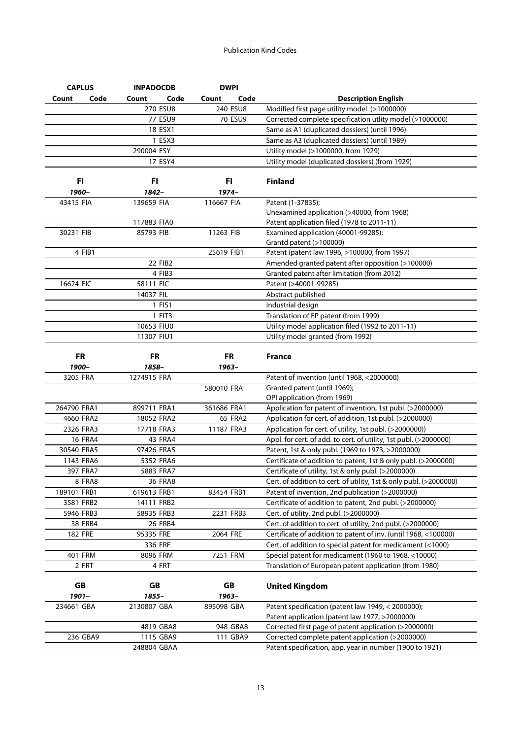| CAPLUS | | INPADOCDB | | DWPI | | |
|---|---|---|---|---|---|---|
| Count | Code | Count | Code | Count | Code | Description English |
| | | 270 | ESU8 | 240 | ESU8 | Modified first page utility model (>1000000) |
| | | 77 | ESU9 | 70 | ESU9 | Corrected complete specification utlity model (>1000000) |
| | | 18 | ESX1 | | | Same as A1 (duplicated dossiers) (until 1996) |
| | | 1 | ESX3 | | | Same as A3 (duplicated dossiers) (until 1989) |
| | | 290004 | ESY | | | Utility model (>1000000, from 1929) |
| | | 17 | ESY4 | | | Utility model (duplicated dossiers) (from 1929) |
| **FI** | | **FI** | | **FI** | | **Finland** |
| ***1960–*** | | ***1842–*** | | ***1974–*** | | |
| 43415 | FIA | 139659 | FIA | 116667 | FIA | Patent (1-37835);<br>Unexamined application (>40000, from 1968) |
| | | 117883 | FIA0 | | | Patent application filed (1978 to 2011-11) |
| 30231 | FIB | 85793 | FIB | 11263 | FIB | Examined application (40001-99285);<br>Grantd patent (>100000) |
| 4 | FIB1 | | | 25619 | FIB1 | Patent (patent law 1996, >100000, from 1997) |
| | | 22 | FIB2 | | | Amended granted patent after opposition (>100000) |
| | | 4 | FIB3 | | | Granted patent after limitation (from 2012) |
| 16624 | FIC | 58111 | FIC | | | Patent (>40001-99285) |
| | | 14037 | FIL | | | Abstract published |
| | | 1 | FIS1 | | | Industrial design |
| | | 1 | FIT3 | | | Translation of EP patent (from 1999) |
| | | 10653 | FIU0 | | | Utility model application filed (1992 to 2011-11) |
| | | 11307 | FIU1 | | | Utility model granted (from 1992) |
| **FR** | | **FR** | | **FR** | | **France** |
| ***1900–*** | | ***1858–*** | | ***1963–*** | | |
| 3205 | FRA | 1274915 | FRA | | | Patent of invention (until 1968, <2000000) |
| | | | | 580010 | FRA | Granted patent (until 1969);<br>OPI application (from 1969) |
| 264790 | FRA1 | 899711 | FRA1 | 361686 | FRA1 | Application for patent of invention, 1st publ. (>2000000) |
| 4660 | FRA2 | 18052 | FRA2 | 65 | FRA2 | Application for cert. of addition, 1st publ. (>2000000) |
| 2326 | FRA3 | 17718 | FRA3 | 11187 | FRA3 | Application for cert. of utility, 1st publ. (>2000000)) |
| 16 | FRA4 | 43 | FRA4 | | | Appl. for cert. of add. to cert. of utility, 1st publ. (>2000000) |
| 30540 | FRA5 | 97426 | FRA5 | | | Patent, 1st & only publ. (1969 to 1973, >2000000) |
| 1143 | FRA6 | 5352 | FRA6 | | | Certificate of addition to patent, 1st & only publ. (>2000000) |
| 397 | FRA7 | 5883 | FRA7 | | | Certificate of utility, 1st & only publ. (>2000000) |
| 8 | FRA8 | 36 | FRA8 | | | Cert. of addition to cert. of utility, 1st & only publ. (>2000000) |
| 189101 | FRB1 | 619613 | FRB1 | 83454 | FRB1 | Patent of invention, 2nd publication (>2000000) |
| 3581 | FRB2 | 14111 | FRB2 | | | Certificate of addition to patent, 2nd publ. (>2000000) |
| 5946 | FRB3 | 58935 | FRB3 | 2231 | FRB3 | Cert. of utility, 2nd publ. (>2000000) |
| 38 | FRB4 | 26 | FRB4 | | | Cert. of addition to cert. of utility, 2nd publ. (>2000000) |
| 182 | FRE | 95335 | FRE | 2064 | FRE | Certificate of addition to patent of inv. (until 1968, <100000) |
| | | 336 | FRF | | | Cert. of addition to special patent for medicament (<1000) |
| 401 | FRM | 8096 | FRM | 7251 | FRM | Special patent for medicament (1960 to 1968, <10000) |
| 2 | FRT | 4 | FRT | | | Translation of European patent application (from 1980) |
| **GB** | | **GB** | | **GB** | | **United Kingdom** |
| ***1901–*** | | ***1855–*** | | ***1963–*** | | |
| 234661 | GBA | 2130807 | GBA | 895098 | GBA | Patent specification (patent law 1949, < 2000000);<br>Patent application (patent law 1977, >2000000) |
| | | 4819 | GBA8 | 948 | GBA8 | Corrected first page of patent application (>2000000) |
| 236 | GBA9 | 1115 | GBA9 | 111 | GBA9 | Corrected complete patent application (>2000000) |
| | | 248804 | GBAA | | | Patent specification, app. year in number (1900 to 1921) |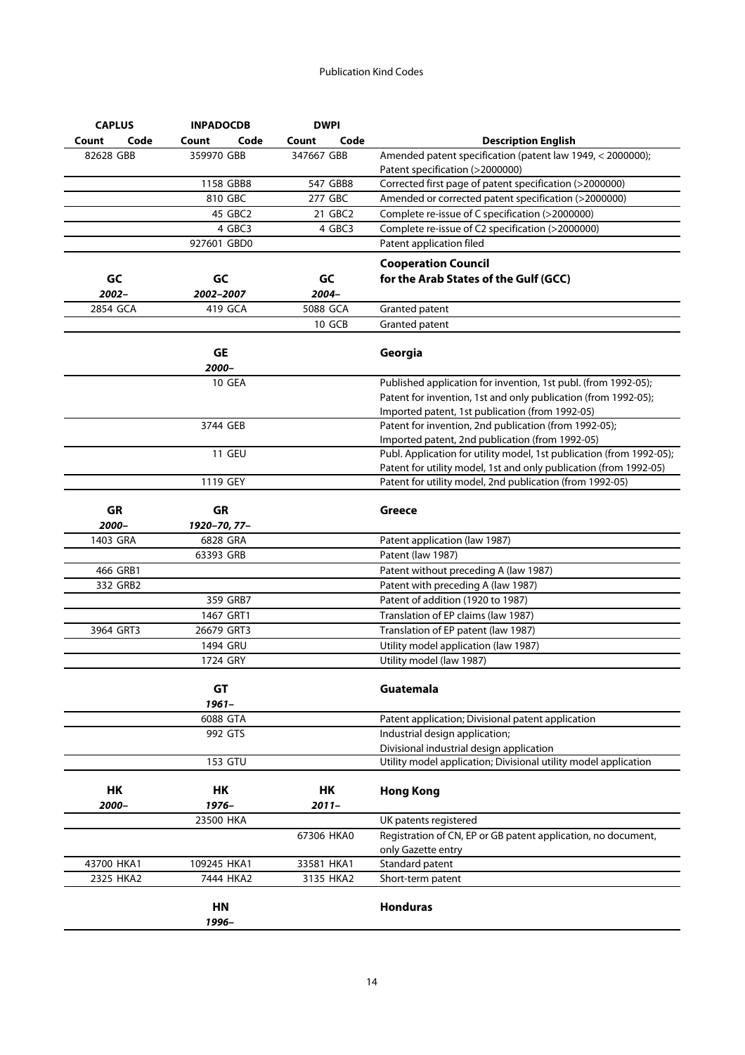| CAPLUS | | INPADOCDB | | DWPI | | |
|---|---|---|---|---|---|---|
| Count | Code | Count | Code | Count | Code | Description English |
| 82628 | GBB | 359970 | GBB | 347667 | GBB | Amended patent specification (patent law 1949, < 2000000); Patent specification (>2000000) |
| | | 1158 | GBB8 | 547 | GBB8 | Corrected first page of patent specification (>2000000) |
| | | 810 | GBC | 277 | GBC | Amended or corrected patent specification (>2000000) |
| | | 45 | GBC2 | 21 | GBC2 | Complete re-issue of C specification (>2000000) |
| | | 4 | GBC3 | 4 | GBC3 | Complete re-issue of C2 specification (>2000000) |
| | | 927601 | GBD0 | | | Patent application filed |
| **GC** | | **GC** | | **GC** | | **Cooperation Council for the Arab States of the Gulf (GCC)** |
| ***2002–*** | | ***2002–2007*** | | ***2004–*** | | |
| 2854 | GCA | 419 | GCA | 5088 | GCA | Granted patent |
| | | | | 10 | GCB | Granted patent |
| | | **GE** | | | | **Georgia** |
| | | ***2000–*** | | | | |
| | | 10 | GEA | | | Published application for invention, 1st publ. (from 1992-05); Patent for invention, 1st and only publication (from 1992-05); Imported patent, 1st publication (from 1992-05) |
| | | 3744 | GEB | | | Patent for invention, 2nd publication (from 1992-05); Imported patent, 2nd publication (from 1992-05) |
| | | 11 | GEU | | | Publ. Application for utility model, 1st publication (from 1992-05); Patent for utility model, 1st and only publication (from 1992-05) |
| | | 1119 | GEY | | | Patent for utility model, 2nd publication (from 1992-05) |
| **GR** | | **GR** | | | | **Greece** |
| ***2000–*** | | ***1920–70, 77–*** | | | | |
| 1403 | GRA | 6828 | GRA | | | Patent application (law 1987) |
| | | 63393 | GRB | | | Patent (law 1987) |
| 466 | GRB1 | | | | | Patent without preceding A (law 1987) |
| 332 | GRB2 | | | | | Patent with preceding A (law 1987) |
| | | 359 | GRB7 | | | Patent of addition (1920 to 1987) |
| | | 1467 | GRT1 | | | Translation of EP claims (law 1987) |
| 3964 | GRT3 | 26679 | GRT3 | | | Translation of EP patent (law 1987) |
| | | 1494 | GRU | | | Utility model application (law 1987) |
| | | 1724 | GRY | | | Utility model (law 1987) |
| | | **GT** | | | | **Guatemala** |
| | | ***1961–*** | | | | |
| | | 6088 | GTA | | | Patent application; Divisional patent application |
| | | 992 | GTS | | | Industrial design application; Divisional industrial design application |
| | | 153 | GTU | | | Utility model application; Divisional utility model application |
| **HK** | | **HK** | | **HK** | | **Hong Kong** |
| ***2000–*** | | ***1976–*** | | ***2011–*** | | |
| | | 23500 | HKA | | | UK patents registered |
| | | | | 67306 | HKA0 | Registration of CN, EP or GB patent application, no document, only Gazette entry |
| 43700 | HKA1 | 109245 | HKA1 | 33581 | HKA1 | Standard patent |
| 2325 | HKA2 | 7444 | HKA2 | 3135 | HKA2 | Short-term patent |
| | | **HN** | | | | **Honduras** |
| | | ***1996–*** | | | | |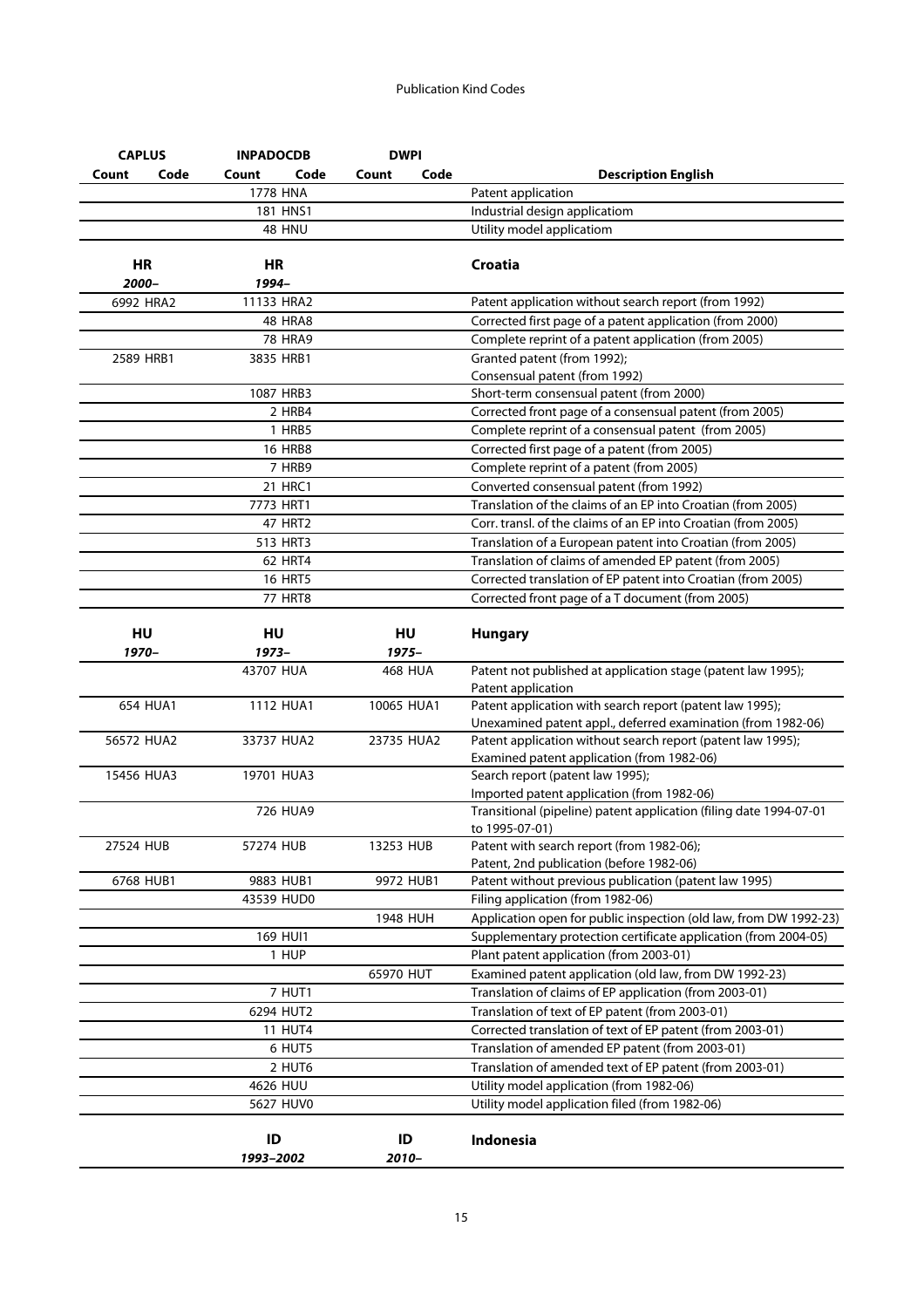| CAPLUS | | INPADOCDB | | DWPI | | |
|---|---|---|---|---|---|---|
| Count | Code | Count | Code | Count | Code | Description English |
| | | 1778 | HNA | | | Patent application |
| | | 181 | HNS1 | | | Industrial design applicatiom |
| | | 48 | HNU | | | Utility model applicatiom |
| **HR** | | **HR** | | | | **Croatia** |
| ***2000–*** | | ***1994–*** | | | | |
| 6992 | HRA2 | 11133 | HRA2 | | | Patent application without search report (from 1992) |
| | | 48 | HRA8 | | | Corrected first page of a patent application (from 2000) |
| | | 78 | HRA9 | | | Complete reprint of a patent application (from 2005) |
| 2589 | HRB1 | 3835 | HRB1 | | | Granted patent (from 1992); Consensual patent (from 1992) |
| | | 1087 | HRB3 | | | Short-term consensual patent (from 2000) |
| | | 2 | HRB4 | | | Corrected front page of a consensual patent (from 2005) |
| | | 1 | HRB5 | | | Complete reprint of a consensual patent (from 2005) |
| | | 16 | HRB8 | | | Corrected first page of a patent (from 2005) |
| | | 7 | HRB9 | | | Complete reprint of a patent (from 2005) |
| | | 21 | HRC1 | | | Converted consensual patent (from 1992) |
| | | 7773 | HRT1 | | | Translation of the claims of an EP into Croatian (from 2005) |
| | | 47 | HRT2 | | | Corr. transl. of the claims of an EP into Croatian (from 2005) |
| | | 513 | HRT3 | | | Translation of a European patent into Croatian (from 2005) |
| | | 62 | HRT4 | | | Translation of claims of amended EP patent (from 2005) |
| | | 16 | HRT5 | | | Corrected translation of EP patent into Croatian (from 2005) |
| | | 77 | HRT8 | | | Corrected front page of a T document (from 2005) |
| **HU** | | **HU** | | **HU** | | **Hungary** |
| ***1970–*** | | ***1973–*** | | ***1975–*** | | |
| | | 43707 | HUA | 468 | HUA | Patent not published at application stage (patent law 1995); Patent application |
| 654 | HUA1 | 1112 | HUA1 | 10065 | HUA1 | Patent application with search report (patent law 1995); Unexamined patent appl., deferred examination (from 1982-06) |
| 56572 | HUA2 | 33737 | HUA2 | 23735 | HUA2 | Patent application without search report (patent law 1995); Examined patent application (from 1982-06) |
| 15456 | HUA3 | 19701 | HUA3 | | | Search report (patent law 1995); Imported patent application (from 1982-06) |
| | | 726 | HUA9 | | | Transitional (pipeline) patent application (filing date 1994-07-01 to 1995-07-01) |
| 27524 | HUB | 57274 | HUB | 13253 | HUB | Patent with search report (from 1982-06); Patent, 2nd publication (before 1982-06) |
| 6768 | HUB1 | 9883 | HUB1 | 9972 | HUB1 | Patent without previous publication (patent law 1995) |
| | | 43539 | HUD0 | | | Filing application (from 1982-06) |
| | | | | 1948 | HUH | Application open for public inspection (old law, from DW 1992-23) |
| | | 169 | HUI1 | | | Supplementary protection certificate application (from 2004-05) |
| | | 1 | HUP | | | Plant patent application (from 2003-01) |
| | | | | 65970 | HUT | Examined patent application (old law, from DW 1992-23) |
| | | 7 | HUT1 | | | Translation of claims of EP application (from 2003-01) |
| | | 6294 | HUT2 | | | Translation of text of EP patent (from 2003-01) |
| | | 11 | HUT4 | | | Corrected translation of text of EP patent (from 2003-01) |
| | | 6 | HUT5 | | | Translation of amended EP patent (from 2003-01) |
| | | 2 | HUT6 | | | Translation of amended text of EP patent (from 2003-01) |
| | | 4626 | HUU | | | Utility model application (from 1982-06) |
| | | 5627 | HUV0 | | | Utility model application filed (from 1982-06) |
| | | **ID** | | **ID** | | **Indonesia** |
| | | ***1993–2002*** | | ***2010–*** | | |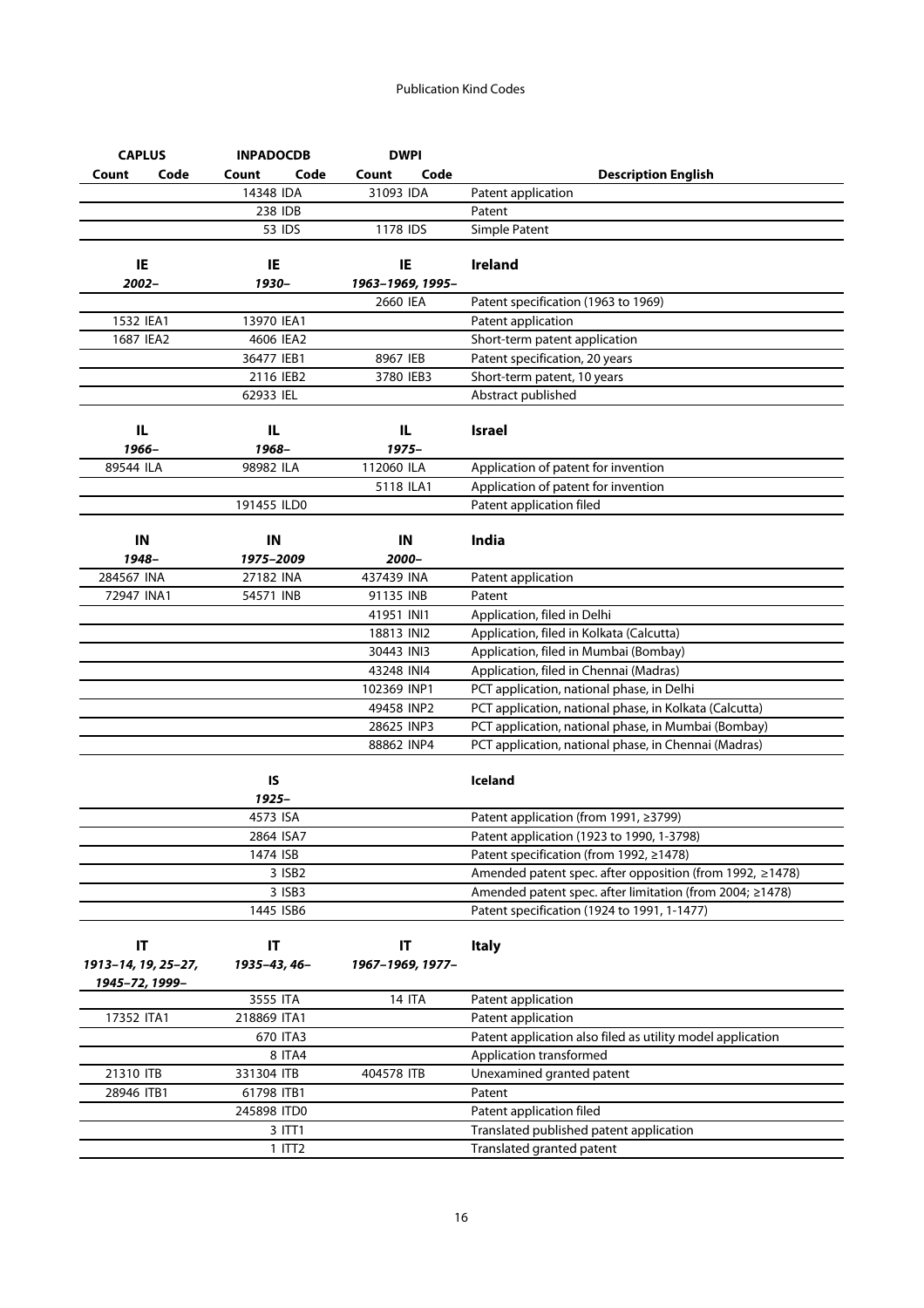| CAPLUS | | INPADOCDB | | DWPI | | |
|---|---|---|---|---|---|---|
| Count | Code | Count | Code | Count | Code | Description English |
| | | 14348 | IDA | 31093 | IDA | Patent application |
| | | 238 | IDB | | | Patent |
| | | 53 | IDS | 1178 | IDS | Simple Patent |
| **IE** | | **IE** | | **IE** | | **Ireland** |
| ***2002–*** | | ***1930–*** | | ***1963–1969, 1995–*** | | |
| | | | | 2660 | IEA | Patent specification (1963 to 1969) |
| 1532 | IEA1 | 13970 | IEA1 | | | Patent application |
| 1687 | IEA2 | 4606 | IEA2 | | | Short-term patent application |
| | | 36477 | IEB1 | 8967 | IEB | Patent specification, 20 years |
| | | 2116 | IEB2 | 3780 | IEB3 | Short-term patent, 10 years |
| | | 62933 | IEL | | | Abstract published |
| **IL** | | **IL** | | **IL** | | **Israel** |
| ***1966–*** | | ***1968–*** | | ***1975–*** | | |
| 89544 | ILA | 98982 | ILA | 112060 | ILA | Application of patent for invention |
| | | | | 5118 | ILA1 | Application of patent for invention |
| | | 191455 | ILD0 | | | Patent application filed |
| **IN** | | **IN** | | **IN** | | **India** |
| ***1948–*** | | ***1975–2009*** | | ***2000–*** | | |
| 284567 | INA | 27182 | INA | 437439 | INA | Patent application |
| 72947 | INA1 | 54571 | INB | 91135 | INB | Patent |
| | | | | 41951 | INI1 | Application, filed in Delhi |
| | | | | 18813 | INI2 | Application, filed in Kolkata (Calcutta) |
| | | | | 30443 | INI3 | Application, filed in Mumbai (Bombay) |
| | | | | 43248 | INI4 | Application, filed in Chennai (Madras) |
| | | | | 102369 | INP1 | PCT application, national phase, in Delhi |
| | | | | 49458 | INP2 | PCT application, national phase, in Kolkata (Calcutta) |
| | | | | 28625 | INP3 | PCT application, national phase, in Mumbai (Bombay) |
| | | | | 88862 | INP4 | PCT application, national phase, in Chennai (Madras) |
| | | **IS** | | | | **Iceland** |
| | | ***1925–*** | | | | |
| | | 4573 | ISA | | | Patent application (from 1991, ≥3799) |
| | | 2864 | ISA7 | | | Patent application (1923 to 1990, 1-3798) |
| | | 1474 | ISB | | | Patent specification (from 1992, ≥1478) |
| | | 3 | ISB2 | | | Amended patent spec. after opposition (from 1992, ≥1478) |
| | | 3 | ISB3 | | | Amended patent spec. after limitation (from 2004; ≥1478) |
| | | 1445 | ISB6 | | | Patent specification (1924 to 1991, 1-1477) |
| **IT** | | **IT** | | **IT** | | **Italy** |
| ***1913–14, 19, 25–27, 1945–72, 1999–*** | | ***1935–43, 46–*** | | ***1967–1969, 1977–*** | | |
| | | 3555 | ITA | 14 | ITA | Patent application |
| 17352 | ITA1 | 218869 | ITA1 | | | Patent application |
| | | 670 | ITA3 | | | Patent application also filed as utility model application |
| | | 8 | ITA4 | | | Application transformed |
| 21310 | ITB | 331304 | ITB | 404578 | ITB | Unexamined granted patent |
| 28946 | ITB1 | 61798 | ITB1 | | | Patent |
| | | 245898 | ITD0 | | | Patent application filed |
| | | 3 | ITT1 | | | Translated published patent application |
| | | 1 | ITT2 | | | Translated granted patent |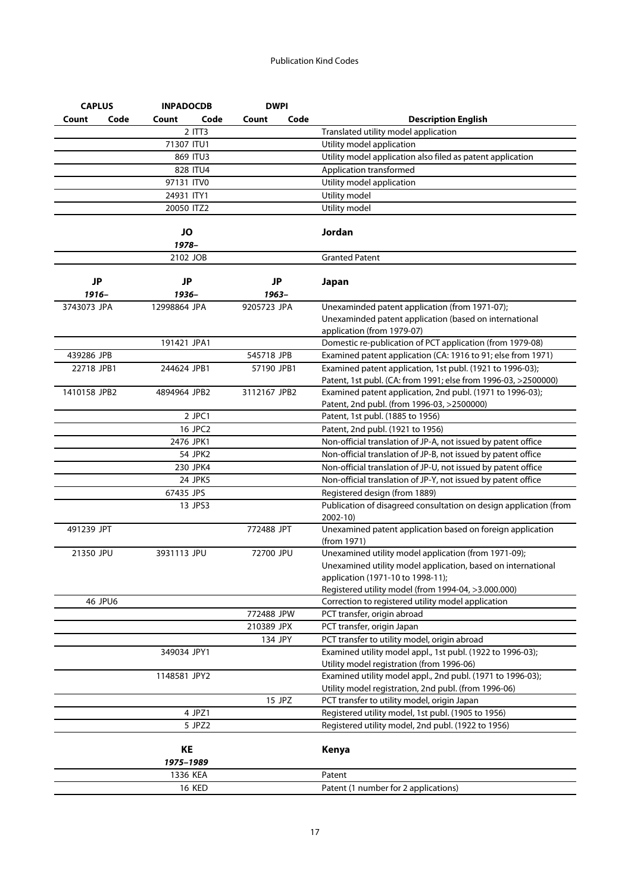| CAPLUS | | INPADOCDB | | DWPI | | |
|---|---|---|---|---|---|---|
| Count | Code | Count | Code | Count | Code | Description English |
| | | 2 | ITT3 | | | Translated utility model application |
| | | 71307 | ITU1 | | | Utility model application |
| | | 869 | ITU3 | | | Utility model application also filed as patent application |
| | | 828 | ITU4 | | | Application transformed |
| | | 97131 | ITV0 | | | Utility model application |
| | | 24931 | ITY1 | | | Utility model |
| | | 20050 | ITZ2 | | | Utility model |
| | | **JO** *1978–* | | | | **Jordan** |
| | | 2102 | JOB | | | Granted Patent |
| **JP** *1916–* | | **JP** *1936–* | | **JP** *1963–* | | **Japan** |
| 3743073 | JPA | 12998864 | JPA | 9205723 | JPA | Unexaminded patent application (from 1971-07); Unexaminded patent application (based on international application (from 1979-07) |
| | | 191421 | JPA1 | | | Domestic re-publication of PCT application (from 1979-08) |
| 439286 | JPB | | | 545718 | JPB | Examined patent application (CA: 1916 to 91; else from 1971) |
| 22718 | JPB1 | 244624 | JPB1 | 57190 | JPB1 | Examined patent application, 1st publ. (1921 to 1996-03); Patent, 1st publ. (CA: from 1991; else from 1996-03, >2500000) |
| 1410158 | JPB2 | 4894964 | JPB2 | 3112167 | JPB2 | Examined patent application, 2nd publ. (1971 to 1996-03); Patent, 2nd publ. (from 1996-03, >2500000) |
| | | 2 | JPC1 | | | Patent, 1st publ. (1885 to 1956) |
| | | 16 | JPC2 | | | Patent, 2nd publ. (1921 to 1956) |
| | | 2476 | JPK1 | | | Non-official translation of JP-A, not issued by patent office |
| | | 54 | JPK2 | | | Non-official translation of JP-B, not issued by patent office |
| | | 230 | JPK4 | | | Non-official translation of JP-U, not issued by patent office |
| | | 24 | JPK5 | | | Non-official translation of JP-Y, not issued by patent office |
| | | 67435 | JPS | | | Registered design (from 1889) |
| | | 13 | JPS3 | | | Publication of disagreed consultation on design application (from 2002-10) |
| 491239 | JPT | | | 772488 | JPT | Unexamined patent application based on foreign application (from 1971) |
| 21350 | JPU | 3931113 | JPU | 72700 | JPU | Unexamined utility model application (from 1971-09); Unexamined utility model application, based on international application (1971-10 to 1998-11); Registered utility model (from 1994-04, >3.000.000) |
| 46 | JPU6 | | | | | Correction to registered utility model application |
| | | | | 772488 | JPW | PCT transfer, origin abroad |
| | | | | 210389 | JPX | PCT transfer, origin Japan |
| | | | | 134 | JPY | PCT transfer to utility model, origin abroad |
| | | 349034 | JPY1 | | | Examined utility model appl., 1st publ. (1922 to 1996-03); Utility model registration (from 1996-06) |
| | | 1148581 | JPY2 | | | Examined utility model appl., 2nd publ. (1971 to 1996-03); Utility model registration, 2nd publ. (from 1996-06) |
| | | | | 15 | JPZ | PCT transfer to utility model, origin Japan |
| | | 4 | JPZ1 | | | Registered utility model, 1st publ. (1905 to 1956) |
| | | 5 | JPZ2 | | | Registered utility model, 2nd publ. (1922 to 1956) |
| | | **KE** *1975–1989* | | | | **Kenya** |
| | | 1336 | KEA | | | Patent |
| | | 16 | KED | | | Patent (1 number for 2 applications) |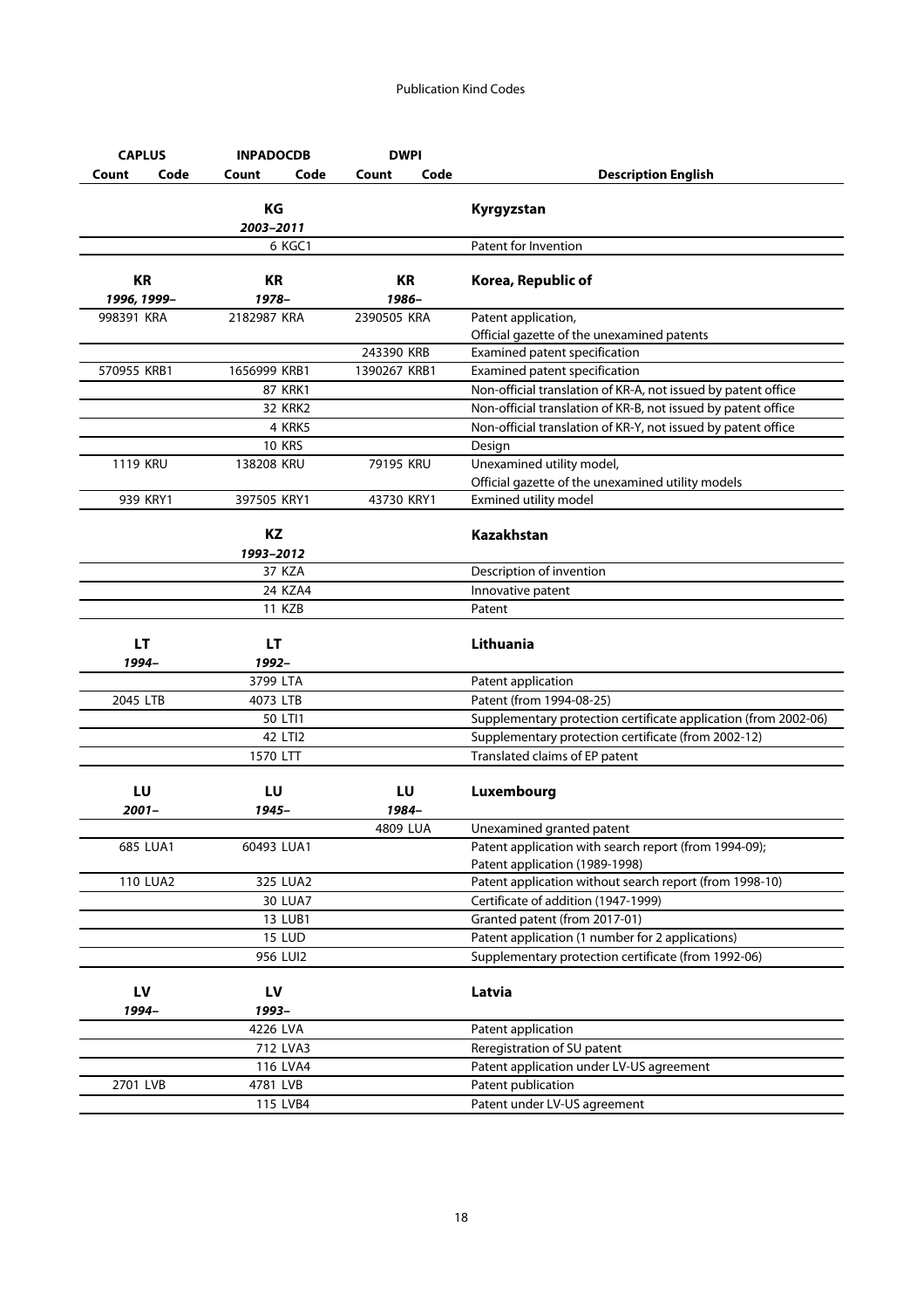| CAPLUS | | INPADOCDB | | DWPI | | |
|---|---|---|---|---|---|---|
| Count | Code | Count | Code | Count | Code | Description English |
| | | **KG** *2003–2011* | | | | **Kyrgyzstan** |
| | | 6 | KGC1 | | | Patent for Invention |
| **KR** *1996, 1999–* | | **KR** *1978–* | | **KR** *1986–* | | **Korea, Republic of** |
| 998391 | KRA | 2182987 | KRA | 2390505 | KRA | Patent application, Official gazette of the unexamined patents |
| | | | | 243390 | KRB | Examined patent specification |
| 570955 | KRB1 | 1656999 | KRB1 | 1390267 | KRB1 | Examined patent specification |
| | | 87 | KRK1 | | | Non-official translation of KR-A, not issued by patent office |
| | | 32 | KRK2 | | | Non-official translation of KR-B, not issued by patent office |
| | | 4 | KRK5 | | | Non-official translation of KR-Y, not issued by patent office |
| | | 10 | KRS | | | Design |
| 1119 | KRU | 138208 | KRU | 79195 | KRU | Unexamined utility model, Official gazette of the unexamined utility models |
| 939 | KRY1 | 397505 | KRY1 | 43730 | KRY1 | Exmined utility model |
| | | **KZ** *1993–2012* | | | | **Kazakhstan** |
| | | 37 | KZA | | | Description of invention |
| | | 24 | KZA4 | | | Innovative patent |
| | | 11 | KZB | | | Patent |
| **LT** *1994–* | | **LT** *1992–* | | | | **Lithuania** |
| | | 3799 | LTA | | | Patent application |
| 2045 | LTB | 4073 | LTB | | | Patent (from 1994-08-25) |
| | | 50 | LTI1 | | | Supplementary protection certificate application (from 2002-06) |
| | | 42 | LTI2 | | | Supplementary protection certificate (from 2002-12) |
| | | 1570 | LTT | | | Translated claims of EP patent |
| **LU** *2001–* | | **LU** *1945–* | | **LU** *1984–* | | **Luxembourg** |
| | | | | 4809 | LUA | Unexamined granted patent |
| 685 | LUA1 | 60493 | LUA1 | | | Patent application with search report (from 1994-09); Patent application (1989-1998) |
| 110 | LUA2 | 325 | LUA2 | | | Patent application without search report (from 1998-10) |
| | | 30 | LUA7 | | | Certificate of addition (1947-1999) |
| | | 13 | LUB1 | | | Granted patent (from 2017-01) |
| | | 15 | LUD | | | Patent application (1 number for 2 applications) |
| | | 956 | LUI2 | | | Supplementary protection certificate (from 1992-06) |
| **LV** *1994–* | | **LV** *1993–* | | | | **Latvia** |
| | | 4226 | LVA | | | Patent application |
| | | 712 | LVA3 | | | Reregistration of SU patent |
| | | 116 | LVA4 | | | Patent application under LV-US agreement |
| 2701 | LVB | 4781 | LVB | | | Patent publication |
| | | 115 | LVB4 | | | Patent under LV-US agreement |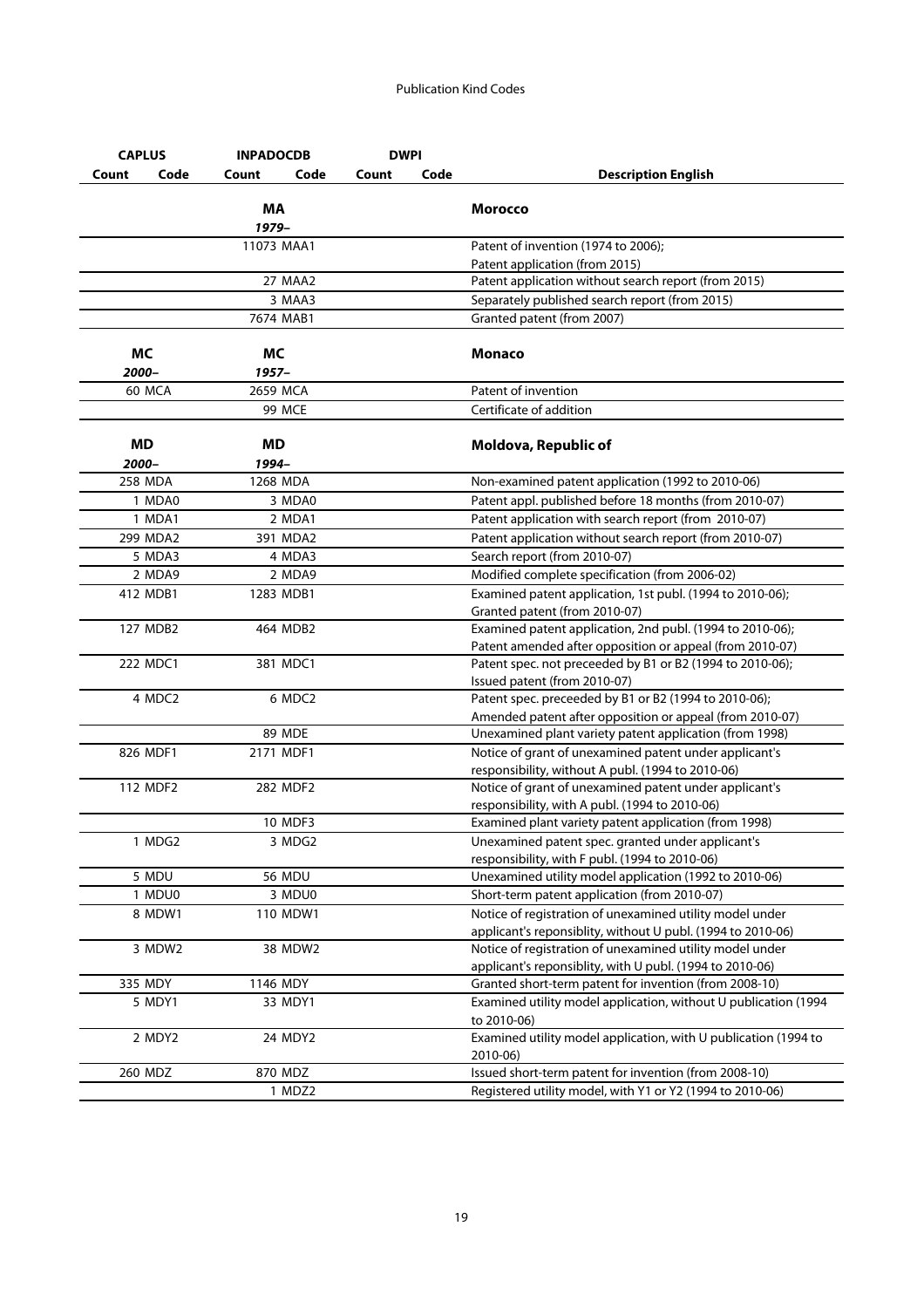| CAPLUS | | INPADOCDB | | DWPI | | |
|---|---|---|---|---|---|---|
| Count | Code | Count | Code | Count | Code | Description English |
| | | **MA** *1979–* | | | | **Morocco** |
| | | 11073 | MAA1 | | | Patent of invention (1974 to 2006); Patent application (from 2015) |
| | | 27 | MAA2 | | | Patent application without search report (from 2015) |
| | | 3 | MAA3 | | | Separately published search report (from 2015) |
| | | 7674 | MAB1 | | | Granted patent (from 2007) |
| **MC** *2000–* | | **MC** *1957–* | | | | **Monaco** |
| 60 | MCA | 2659 | MCA | | | Patent of invention |
| | | 99 | MCE | | | Certificate of addition |
| **MD** *2000–* | | **MD** *1994–* | | | | **Moldova, Republic of** |
| 258 | MDA | 1268 | MDA | | | Non-examined patent application (1992 to 2010-06) |
| 1 | MDA0 | 3 | MDA0 | | | Patent appl. published before 18 months (from 2010-07) |
| 1 | MDA1 | 2 | MDA1 | | | Patent application with search report (from 2010-07) |
| 299 | MDA2 | 391 | MDA2 | | | Patent application without search report (from 2010-07) |
| 5 | MDA3 | 4 | MDA3 | | | Search report (from 2010-07) |
| 2 | MDA9 | 2 | MDA9 | | | Modified complete specification (from 2006-02) |
| 412 | MDB1 | 1283 | MDB1 | | | Examined patent application, 1st publ. (1994 to 2010-06); Granted patent (from 2010-07) |
| 127 | MDB2 | 464 | MDB2 | | | Examined patent application, 2nd publ. (1994 to 2010-06); Patent amended after opposition or appeal (from 2010-07) |
| 222 | MDC1 | 381 | MDC1 | | | Patent spec. not preceeded by B1 or B2 (1994 to 2010-06); Issued patent (from 2010-07) |
| 4 | MDC2 | 6 | MDC2 | | | Patent spec. preceeded by B1 or B2 (1994 to 2010-06); Amended patent after opposition or appeal (from 2010-07) |
| | | 89 | MDE | | | Unexamined plant variety patent application (from 1998) |
| 826 | MDF1 | 2171 | MDF1 | | | Notice of grant of unexamined patent under applicant's responsibility, without A publ. (1994 to 2010-06) |
| 112 | MDF2 | 282 | MDF2 | | | Notice of grant of unexamined patent under applicant's responsibility, with A publ. (1994 to 2010-06) |
| | | 10 | MDF3 | | | Examined plant variety patent application (from 1998) |
| 1 | MDG2 | 3 | MDG2 | | | Unexamined patent spec. granted under applicant's responsibility, with F publ. (1994 to 2010-06) |
| 5 | MDU | 56 | MDU | | | Unexamined utility model application (1992 to 2010-06) |
| 1 | MDU0 | 3 | MDU0 | | | Short-term patent application (from 2010-07) |
| 8 | MDW1 | 110 | MDW1 | | | Notice of registration of unexamined utility model under applicant's reponsiblity, without U publ. (1994 to 2010-06) |
| 3 | MDW2 | 38 | MDW2 | | | Notice of registration of unexamined utility model under applicant's reponsiblity, with U publ. (1994 to 2010-06) |
| 335 | MDY | 1146 | MDY | | | Granted short-term patent for invention (from 2008-10) |
| 5 | MDY1 | 33 | MDY1 | | | Examined utility model application, without U publication (1994 to 2010-06) |
| 2 | MDY2 | 24 | MDY2 | | | Examined utility model application, with U publication (1994 to 2010-06) |
| 260 | MDZ | 870 | MDZ | | | Issued short-term patent for invention (from 2008-10) |
| | | 1 | MDZ2 | | | Registered utility model, with Y1 or Y2 (1994 to 2010-06) |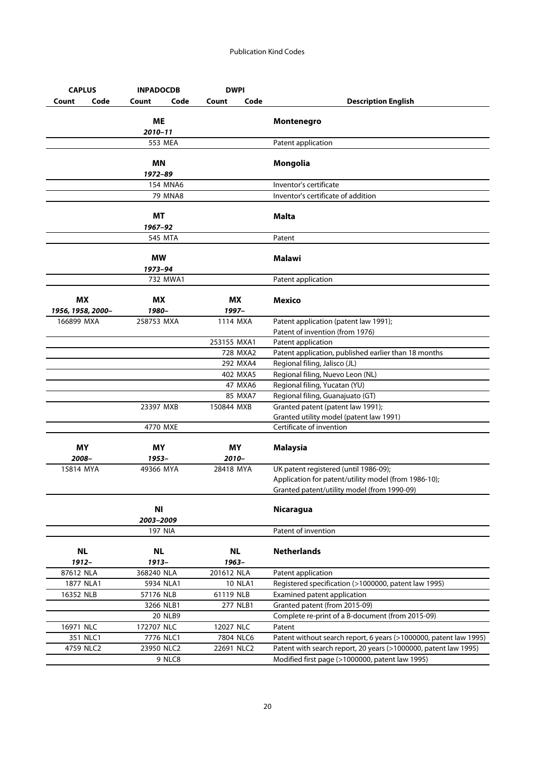Publication Kind Codes

| CAPLUS | | INPADOCDB | | DWPI | | |
|---|---|---|---|---|---|---|
| Count | Code | Count | Code | Count | Code | Description English |
| | | **ME** *2010–11* | | | | **Montenegro** |
| | | 553 | MEA | | | Patent application |
| | | **MN** *1972–89* | | | | **Mongolia** |
| | | 154 | MNA6 | | | Inventor's certificate |
| | | 79 | MNA8 | | | Inventor's certificate of addition |
| | | **MT** *1967–92* | | | | **Malta** |
| | | 545 | MTA | | | Patent |
| | | **MW** *1973–94* | | | | **Malawi** |
| | | 732 | MWA1 | | | Patent application |
| **MX** *1956, 1958, 2000–* | | **MX** *1980–* | | **MX** *1997–* | | **Mexico** |
| 166899 | MXA | 258753 | MXA | 1114 | MXA | Patent application (patent law 1991); Patent of invention (from 1976) |
| | | | | 253155 | MXA1 | Patent application |
| | | | | 728 | MXA2 | Patent application, published earlier than 18 months |
| | | | | 292 | MXA4 | Regional filing, Jalisco (JL) |
| | | | | 402 | MXA5 | Regional filing, Nuevo Leon (NL) |
| | | | | 47 | MXA6 | Regional filing, Yucatan (YU) |
| | | | | 85 | MXA7 | Regional filing, Guanajuato (GT) |
| | | 23397 | MXB | 150844 | MXB | Granted patent (patent law 1991); Granted utility model (patent law 1991) |
| | | 4770 | MXE | | | Certificate of invention |
| **MY** *2008–* | | **MY** *1953–* | | **MY** *2010–* | | **Malaysia** |
| 15814 | MYA | 49366 | MYA | 28418 | MYA | UK patent registered (until 1986-09); Application for patent/utility model (from 1986-10); Granted patent/utility model (from 1990-09) |
| | | **NI** *2003–2009* | | | | **Nicaragua** |
| | | 197 | NIA | | | Patent of invention |
| **NL** *1912–* | | **NL** *1913–* | | **NL** *1963–* | | **Netherlands** |
| 87612 | NLA | 368240 | NLA | 201612 | NLA | Patent application |
| 1877 | NLA1 | 5934 | NLA1 | 10 | NLA1 | Registered specification (>1000000, patent law 1995) |
| 16352 | NLB | 57176 | NLB | 61119 | NLB | Examined patent application |
| | | 3266 | NLB1 | 277 | NLB1 | Granted patent (from 2015-09) |
| | | 20 | NLB9 | | | Complete re-print of a B-document (from 2015-09) |
| 16971 | NLC | 172707 | NLC | 12027 | NLC | Patent |
| 351 | NLC1 | 7776 | NLC1 | 7804 | NLC6 | Patent without search report, 6 years (>1000000, patent law 1995) |
| 4759 | NLC2 | 23950 | NLC2 | 22691 | NLC2 | Patent with search report, 20 years (>1000000, patent law 1995) |
| | | 9 | NLC8 | | | Modified first page (>1000000, patent law 1995) |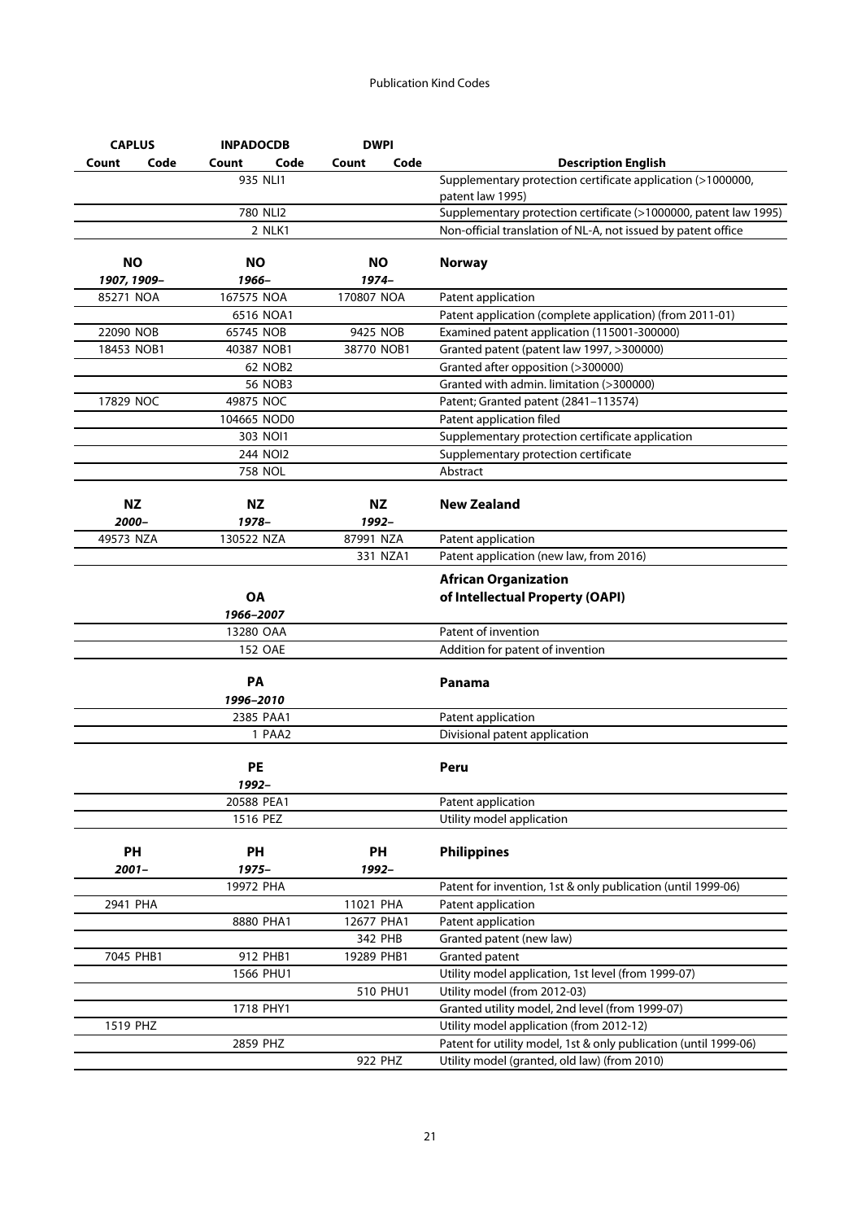| CAPLUS | | INPADOCDB | | DWPI | | |
|---|---|---|---|---|---|---|
| Count | Code | Count | Code | Count | Code | Description English |
| | | 935 | NLI1 | | | Supplementary protection certificate application (>1000000, patent law 1995) |
| | | 780 | NLI2 | | | Supplementary protection certificate (>1000000, patent law 1995) |
| | | 2 | NLK1 | | | Non-official translation of NL-A, not issued by patent office |
| **NO** | | **NO** | | **NO** | | **Norway** |
| *1907, 1909–* | | *1966–* | | *1974–* | | |
| 85271 | NOA | 167575 | NOA | 170807 | NOA | Patent application |
| | | 6516 | NOA1 | | | Patent application (complete application) (from 2011-01) |
| 22090 | NOB | 65745 | NOB | 9425 | NOB | Examined patent application (115001-300000) |
| 18453 | NOB1 | 40387 | NOB1 | 38770 | NOB1 | Granted patent (patent law 1997, >300000) |
| | | 62 | NOB2 | | | Granted after opposition (>300000) |
| | | 56 | NOB3 | | | Granted with admin. limitation (>300000) |
| 17829 | NOC | 49875 | NOC | | | Patent; Granted patent (2841–113574) |
| | | 104665 | NOD0 | | | Patent application filed |
| | | 303 | NOI1 | | | Supplementary protection certificate application |
| | | 244 | NOI2 | | | Supplementary protection certificate |
| | | 758 | NOL | | | Abstract |
| **NZ** | | **NZ** | | **NZ** | | **New Zealand** |
| *2000–* | | *1978–* | | *1992–* | | |
| 49573 | NZA | 130522 | NZA | 87991 | NZA | Patent application |
| | | | | 331 | NZA1 | Patent application (new law, from 2016) |
| | | **OA** | | | | **African Organization of Intellectual Property (OAPI)** |
| | | *1966–2007* | | | | |
| | | 13280 | OAA | | | Patent of invention |
| | | 152 | OAE | | | Addition for patent of invention |
| | | **PA** | | | | **Panama** |
| | | *1996–2010* | | | | |
| | | 2385 | PAA1 | | | Patent application |
| | | 1 | PAA2 | | | Divisional patent application |
| | | **PE** | | | | **Peru** |
| | | *1992–* | | | | |
| | | 20588 | PEA1 | | | Patent application |
| | | 1516 | PEZ | | | Utility model application |
| **PH** | | **PH** | | **PH** | | **Philippines** |
| *2001–* | | *1975–* | | *1992–* | | |
| | | 19972 | PHA | | | Patent for invention, 1st & only publication (until 1999-06) |
| 2941 | PHA | | | 11021 | PHA | Patent application |
| | | 8880 | PHA1 | 12677 | PHA1 | Patent application |
| | | | | 342 | PHB | Granted patent (new law) |
| 7045 | PHB1 | 912 | PHB1 | 19289 | PHB1 | Granted patent |
| | | 1566 | PHU1 | | | Utility model application, 1st level (from 1999-07) |
| | | | | 510 | PHU1 | Utility model (from 2012-03) |
| | | 1718 | PHY1 | | | Granted utility model, 2nd level (from 1999-07) |
| 1519 | PHZ | | | | | Utility model application (from 2012-12) |
| | | 2859 | PHZ | | | Patent for utility model, 1st & only publication (until 1999-06) |
| | | | | 922 | PHZ | Utility model (granted, old law) (from 2010) |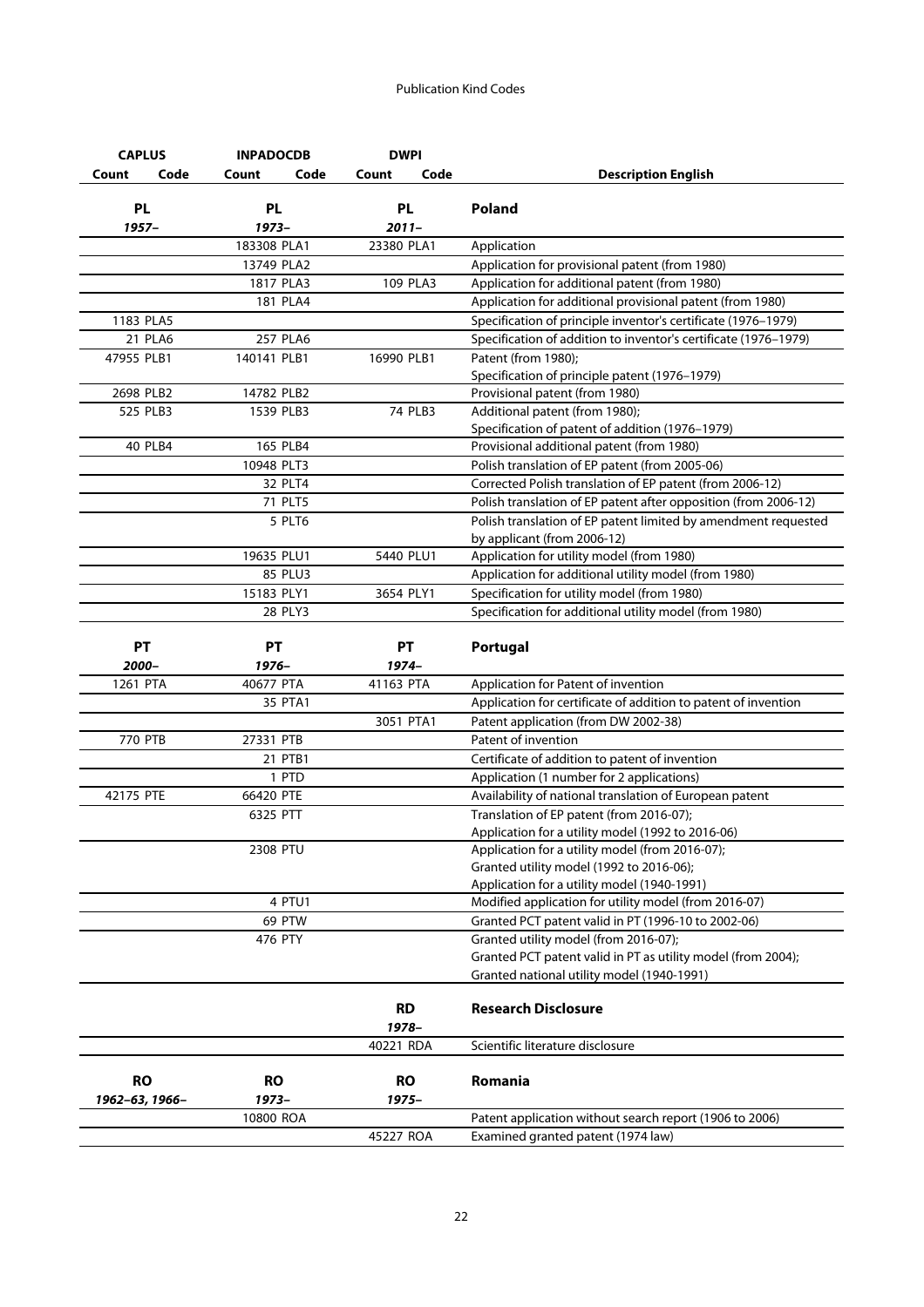| CAPLUS | | INPADOCDB | | DWPI | | |
|---|---|---|---|---|---|---|
| Count | Code | Count | Code | Count | Code | Description English |
| **PL** *1957–* | | **PL** *1973–* | | **PL** *2011–* | | **Poland** |
| | | 183308 | PLA1 | 23380 | PLA1 | Application |
| | | 13749 | PLA2 | | | Application for provisional patent (from 1980) |
| | | 1817 | PLA3 | 109 | PLA3 | Application for additional patent (from 1980) |
| | | 181 | PLA4 | | | Application for additional provisional patent (from 1980) |
| 1183 | PLA5 | | | | | Specification of principle inventor's certificate (1976–1979) |
| 21 | PLA6 | 257 | PLA6 | | | Specification of addition to inventor's certificate (1976–1979) |
| 47955 | PLB1 | 140141 | PLB1 | 16990 | PLB1 | Patent (from 1980); Specification of principle patent (1976–1979) |
| 2698 | PLB2 | 14782 | PLB2 | | | Provisional patent (from 1980) |
| 525 | PLB3 | 1539 | PLB3 | 74 | PLB3 | Additional patent (from 1980); Specification of patent of addition (1976–1979) |
| 40 | PLB4 | 165 | PLB4 | | | Provisional additional patent (from 1980) |
| | | 10948 | PLT3 | | | Polish translation of EP patent (from 2005-06) |
| | | 32 | PLT4 | | | Corrected Polish translation of EP patent (from 2006-12) |
| | | 71 | PLT5 | | | Polish translation of EP patent after opposition (from 2006-12) |
| | | 5 | PLT6 | | | Polish translation of EP patent limited by amendment requested by applicant (from 2006-12) |
| | | 19635 | PLU1 | 5440 | PLU1 | Application for utility model (from 1980) |
| | | 85 | PLU3 | | | Application for additional utility model (from 1980) |
| | | 15183 | PLY1 | 3654 | PLY1 | Specification for utility model (from 1980) |
| | | 28 | PLY3 | | | Specification for additional utility model (from 1980) |
| **PT** *2000–* | | **PT** *1976–* | | **PT** *1974–* | | **Portugal** |
| 1261 | PTA | 40677 | PTA | 41163 | PTA | Application for Patent of invention |
| | | 35 | PTA1 | | | Application for certificate of addition to patent of invention |
| | | | | 3051 | PTA1 | Patent application (from DW 2002-38) |
| 770 | PTB | 27331 | PTB | | | Patent of invention |
| | | 21 | PTB1 | | | Certificate of addition to patent of invention |
| | | 1 | PTD | | | Application (1 number for 2 applications) |
| 42175 | PTE | 66420 | PTE | | | Availability of national translation of European patent |
| | | 6325 | PTT | | | Translation of EP patent (from 2016-07); Application for a utility model (1992 to 2016-06) |
| | | 2308 | PTU | | | Application for a utility model (from 2016-07); Granted utility model (1992 to 2016-06); Application for a utility model (1940-1991) |
| | | 4 | PTU1 | | | Modified application for utility model (from 2016-07) |
| | | 69 | PTW | | | Granted PCT patent valid in PT (1996-10 to 2002-06) |
| | | 476 | PTY | | | Granted utility model (from 2016-07); Granted PCT patent valid in PT as utility model (from 2004); Granted national utility model (1940-1991) |
| | | | | **RD** *1978–* | | **Research Disclosure** |
| | | | | 40221 | RDA | Scientific literature disclosure |
| **RO** *1962–63, 1966–* | | **RO** *1973–* | | **RO** *1975–* | | **Romania** |
| | | 10800 | ROA | | | Patent application without search report (1906 to 2006) |
| | | | | 45227 | ROA | Examined granted patent (1974 law) |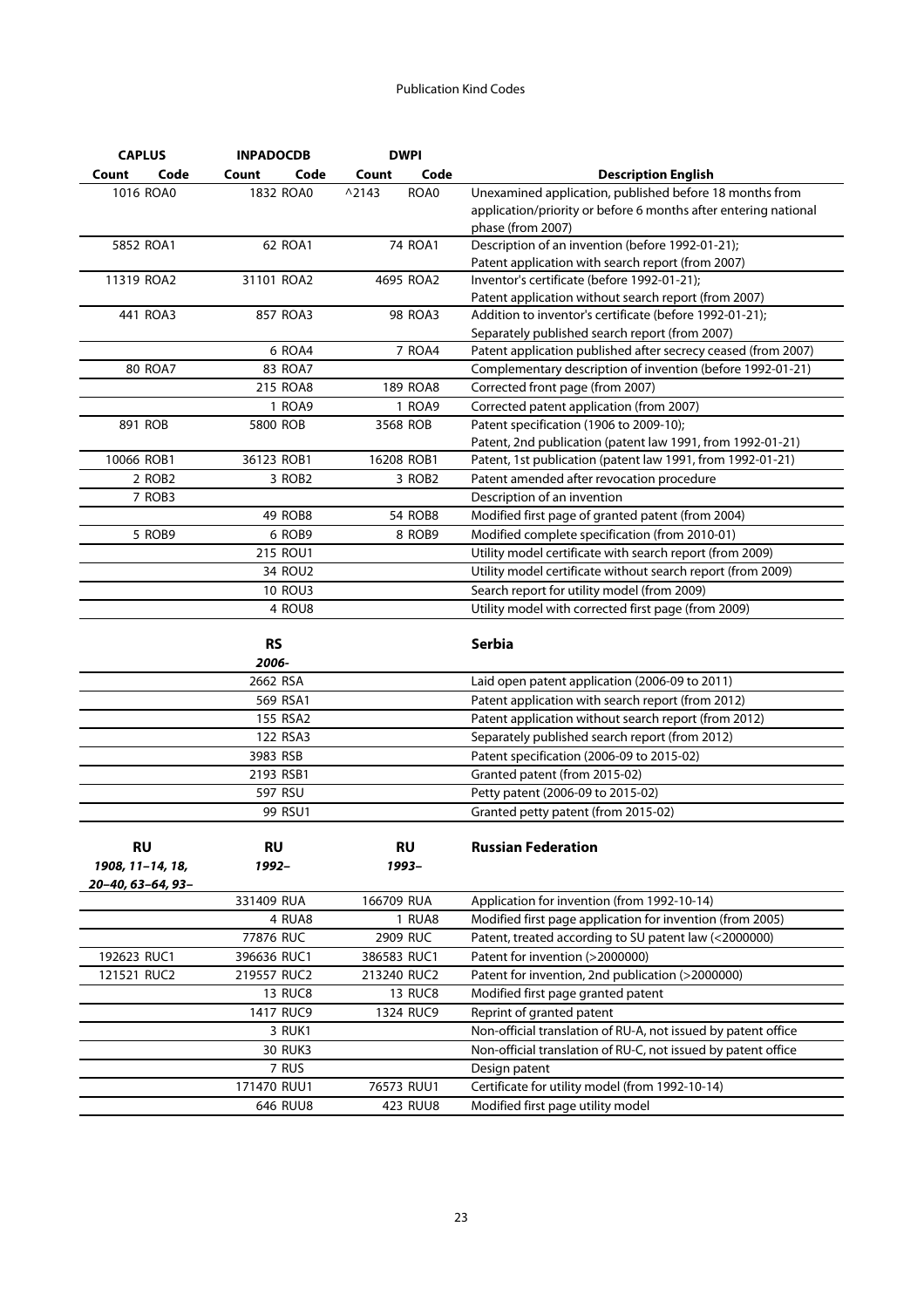| CAPLUS | | INPADOCDB | | DWPI | | |
|---|---|---|---|---|---|---|
| Count | Code | Count | Code | Count | Code | Description English |
| 1016 | ROA0 | 1832 | ROA0 | ^2143 | ROA0 | Unexamined application, published before 18 months from application/priority or before 6 months after entering national phase (from 2007) |
| 5852 | ROA1 | 62 | ROA1 | 74 | ROA1 | Description of an invention (before 1992-01-21); Patent application with search report (from 2007) |
| 11319 | ROA2 | 31101 | ROA2 | 4695 | ROA2 | Inventor's certificate (before 1992-01-21); Patent application without search report (from 2007) |
| 441 | ROA3 | 857 | ROA3 | 98 | ROA3 | Addition to inventor's certificate (before 1992-01-21); Separately published search report (from 2007) |
| | | 6 | ROA4 | 7 | ROA4 | Patent application published after secrecy ceased (from 2007) |
| 80 | ROA7 | 83 | ROA7 | | | Complementary description of invention (before 1992-01-21) |
| | | 215 | ROA8 | 189 | ROA8 | Corrected front page (from 2007) |
| | | 1 | ROA9 | 1 | ROA9 | Corrected patent application (from 2007) |
| 891 | ROB | 5800 | ROB | 3568 | ROB | Patent specification (1906 to 2009-10); Patent, 2nd publication (patent law 1991, from 1992-01-21) |
| 10066 | ROB1 | 36123 | ROB1 | 16208 | ROB1 | Patent, 1st publication (patent law 1991, from 1992-01-21) |
| 2 | ROB2 | 3 | ROB2 | 3 | ROB2 | Patent amended after revocation procedure |
| 7 | ROB3 | | | | | Description of an invention |
| | | 49 | ROB8 | 54 | ROB8 | Modified first page of granted patent (from 2004) |
| 5 | ROB9 | 6 | ROB9 | 8 | ROB9 | Modified complete specification (from 2010-01) |
| | | 215 | ROU1 | | | Utility model certificate with search report (from 2009) |
| | | 34 | ROU2 | | | Utility model certificate without search report (from 2009) |
| | | 10 | ROU3 | | | Search report for utility model (from 2009) |
| | | 4 | ROU8 | | | Utility model with corrected first page (from 2009) |

| | | RS | | | | Serbia |
|---|---|---|---|---|---|---|
| | | *2006-* | | | | |
| | | 2662 | RSA | | | Laid open patent application (2006-09 to 2011) |
| | | 569 | RSA1 | | | Patent application with search report (from 2012) |
| | | 155 | RSA2 | | | Patent application without search report (from 2012) |
| | | 122 | RSA3 | | | Separately published search report (from 2012) |
| | | 3983 | RSB | | | Patent specification (2006-09 to 2015-02) |
| | | 2193 | RSB1 | | | Granted patent (from 2015-02) |
| | | 597 | RSU | | | Petty patent (2006-09 to 2015-02) |
| | | 99 | RSU1 | | | Granted petty patent (from 2015-02) |

| RU | | RU | | RU | | Russian Federation |
|---|---|---|---|---|---|---|
| *1908, 11–14, 18, 20–40, 63–64, 93–* | | *1992–* | | *1993–* | | |
| | | 331409 | RUA | 166709 | RUA | Application for invention (from 1992-10-14) |
| | | 4 | RUA8 | 1 | RUA8 | Modified first page application for invention (from 2005) |
| | | 77876 | RUC | 2909 | RUC | Patent, treated according to SU patent law (<2000000) |
| 192623 | RUC1 | 396636 | RUC1 | 386583 | RUC1 | Patent for invention (>2000000) |
| 121521 | RUC2 | 219557 | RUC2 | 213240 | RUC2 | Patent for invention, 2nd publication (>2000000) |
| | | 13 | RUC8 | 13 | RUC8 | Modified first page granted patent |
| | | 1417 | RUC9 | 1324 | RUC9 | Reprint of granted patent |
| | | 3 | RUK1 | | | Non-official translation of RU-A, not issued by patent office |
| | | 30 | RUK3 | | | Non-official translation of RU-C, not issued by patent office |
| | | 7 | RUS | | | Design patent |
| | | 171470 | RUU1 | 76573 | RUU1 | Certificate for utility model (from 1992-10-14) |
| | | 646 | RUU8 | 423 | RUU8 | Modified first page utility model |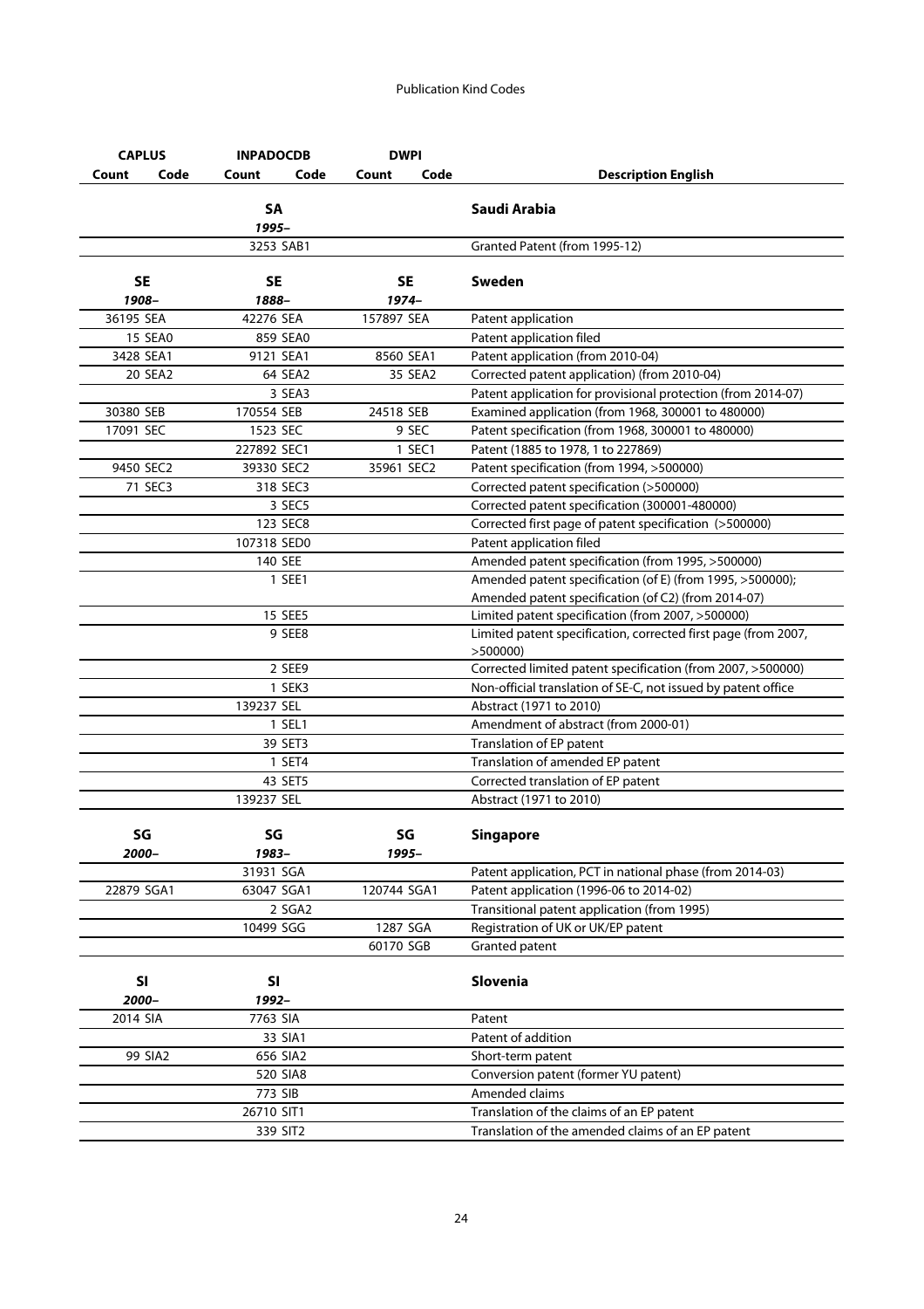| CAPLUS | | INPADOCDB | | DWPI | | |
|---|---|---|---|---|---|---|
| Count | Code | Count | Code | Count | Code | Description English |
| | | **SA** *1995–* | | | | **Saudi Arabia** |
| | | 3253 | SAB1 | | | Granted Patent (from 1995-12) |
| **SE** *1908–* | | **SE** *1888–* | | **SE** *1974–* | | **Sweden** |
| 36195 | SEA | 42276 | SEA | 157897 | SEA | Patent application |
| 15 | SEA0 | 859 | SEA0 | | | Patent application filed |
| 3428 | SEA1 | 9121 | SEA1 | 8560 | SEA1 | Patent application (from 2010-04) |
| 20 | SEA2 | 64 | SEA2 | 35 | SEA2 | Corrected patent application) (from 2010-04) |
| | | 3 | SEA3 | | | Patent application for provisional protection (from 2014-07) |
| 30380 | SEB | 170554 | SEB | 24518 | SEB | Examined application (from 1968, 300001 to 480000) |
| 17091 | SEC | 1523 | SEC | 9 | SEC | Patent specification (from 1968, 300001 to 480000) |
| | | 227892 | SEC1 | 1 | SEC1 | Patent (1885 to 1978, 1 to 227869) |
| 9450 | SEC2 | 39330 | SEC2 | 35961 | SEC2 | Patent specification (from 1994, >500000) |
| 71 | SEC3 | 318 | SEC3 | | | Corrected patent specification (>500000) |
| | | 3 | SEC5 | | | Corrected patent specification (300001-480000) |
| | | 123 | SEC8 | | | Corrected first page of patent specification (>500000) |
| | | 107318 | SED0 | | | Patent application filed |
| | | 140 | SEE | | | Amended patent specification (from 1995, >500000) |
| | | 1 | SEE1 | | | Amended patent specification (of E) (from 1995, >500000); Amended patent specification (of C2) (from 2014-07) |
| | | 15 | SEE5 | | | Limited patent specification (from 2007, >500000) |
| | | 9 | SEE8 | | | Limited patent specification, corrected first page (from 2007, >500000) |
| | | 2 | SEE9 | | | Corrected limited patent specification (from 2007, >500000) |
| | | 1 | SEK3 | | | Non-official translation of SE-C, not issued by patent office |
| | | 139237 | SEL | | | Abstract (1971 to 2010) |
| | | 1 | SEL1 | | | Amendment of abstract (from 2000-01) |
| | | 39 | SET3 | | | Translation of EP patent |
| | | 1 | SET4 | | | Translation of amended EP patent |
| | | 43 | SET5 | | | Corrected translation of EP patent |
| | | 139237 | SEL | | | Abstract (1971 to 2010) |
| **SG** *2000–* | | **SG** *1983–* | | **SG** *1995–* | | **Singapore** |
| | | 31931 | SGA | | | Patent application, PCT in national phase (from 2014-03) |
| 22879 | SGA1 | 63047 | SGA1 | 120744 | SGA1 | Patent application (1996-06 to 2014-02) |
| | | 2 | SGA2 | | | Transitional patent application (from 1995) |
| | | 10499 | SGG | 1287 | SGA | Registration of UK or UK/EP patent |
| | | | | 60170 | SGB | Granted patent |
| **SI** *2000–* | | **SI** *1992–* | | | | **Slovenia** |
| 2014 | SIA | 7763 | SIA | | | Patent |
| | | 33 | SIA1 | | | Patent of addition |
| 99 | SIA2 | 656 | SIA2 | | | Short-term patent |
| | | 520 | SIA8 | | | Conversion patent (former YU patent) |
| | | 773 | SIB | | | Amended claims |
| | | 26710 | SIT1 | | | Translation of the claims of an EP patent |
| | | 339 | SIT2 | | | Translation of the amended claims of an EP patent |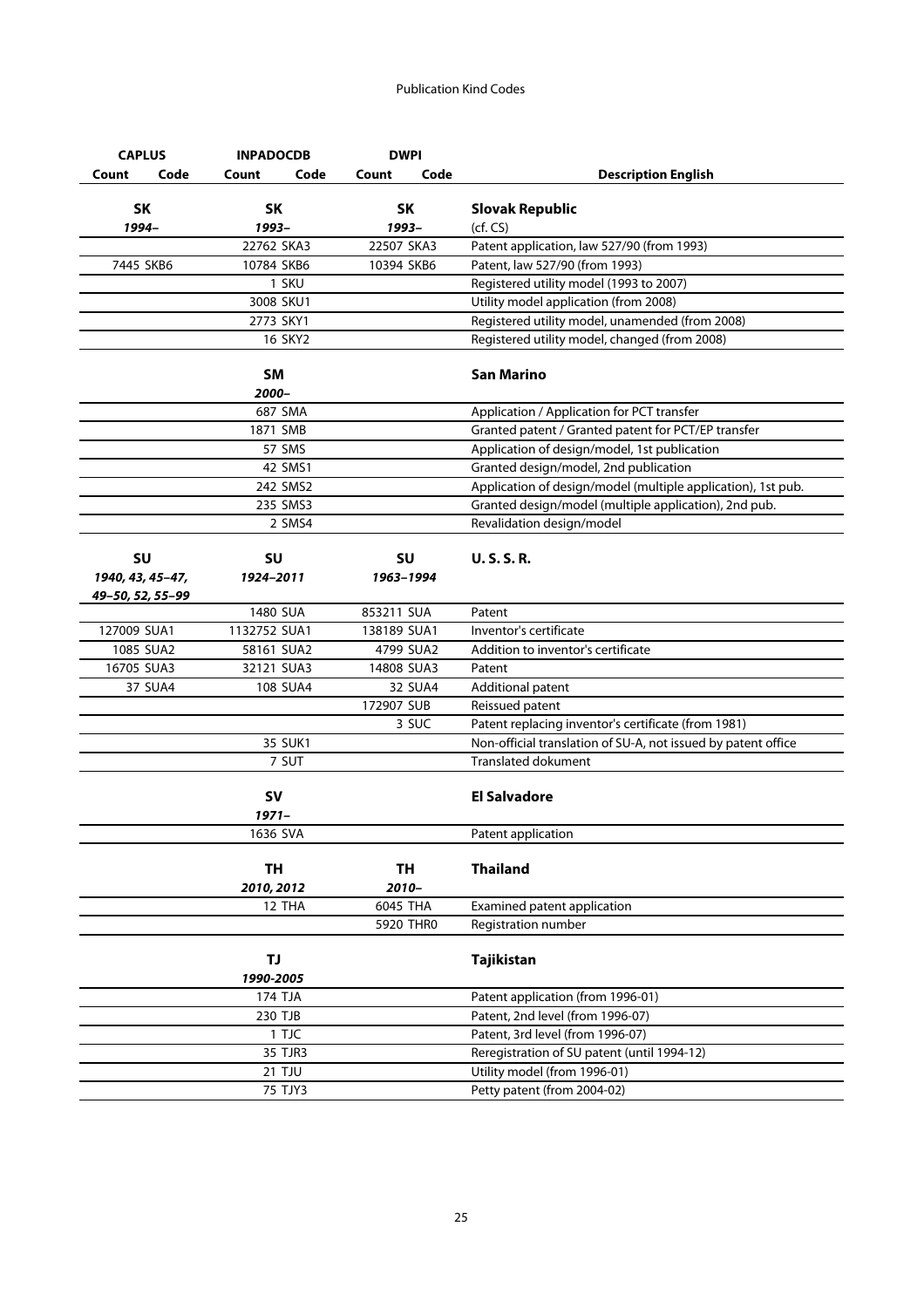| CAPLUS | | INPADOCDB | | DWPI | | |
|---|---|---|---|---|---|---|
| Count | Code | Count | Code | Count | Code | Description English |
| **SK** | | **SK** | | **SK** | | **Slovak Republic** |
| *1994–* | | *1993–* | | *1993–* | | (cf. CS) |
| | | 22762 | SKA3 | 22507 | SKA3 | Patent application, law 527/90 (from 1993) |
| 7445 | SKB6 | 10784 | SKB6 | 10394 | SKB6 | Patent, law 527/90 (from 1993) |
| | | 1 | SKU | | | Registered utility model (1993 to 2007) |
| | | 3008 | SKU1 | | | Utility model application (from 2008) |
| | | 2773 | SKY1 | | | Registered utility model, unamended (from 2008) |
| | | 16 | SKY2 | | | Registered utility model, changed (from 2008) |
| | | **SM** | | | | **San Marino** |
| | | *2000–* | | | | |
| | | 687 | SMA | | | Application / Application for PCT transfer |
| | | 1871 | SMB | | | Granted patent / Granted patent for PCT/EP transfer |
| | | 57 | SMS | | | Application of design/model, 1st publication |
| | | 42 | SMS1 | | | Granted design/model, 2nd publication |
| | | 242 | SMS2 | | | Application of design/model (multiple application), 1st pub. |
| | | 235 | SMS3 | | | Granted design/model (multiple application), 2nd pub. |
| | | 2 | SMS4 | | | Revalidation design/model |
| **SU** | | **SU** | | **SU** | | **U. S. S. R.** |
| *1940, 43, 45–47, 49–50, 52, 55–99* | | *1924–2011* | | *1963–1994* | | |
| | | 1480 | SUA | 853211 | SUA | Patent |
| 127009 | SUA1 | 1132752 | SUA1 | 138189 | SUA1 | Inventor's certificate |
| 1085 | SUA2 | 58161 | SUA2 | 4799 | SUA2 | Addition to inventor's certificate |
| 16705 | SUA3 | 32121 | SUA3 | 14808 | SUA3 | Patent |
| 37 | SUA4 | 108 | SUA4 | 32 | SUA4 | Additional patent |
| | | | | 172907 | SUB | Reissued patent |
| | | | | 3 | SUC | Patent replacing inventor's certificate (from 1981) |
| | | 35 | SUK1 | | | Non-official translation of SU-A, not issued by patent office |
| | | 7 | SUT | | | Translated dokument |
| | | **SV** | | | | **El Salvadore** |
| | | *1971–* | | | | |
| | | 1636 | SVA | | | Patent application |
| | | **TH** | | **TH** | | **Thailand** |
| | | *2010, 2012* | | *2010–* | | |
| | | 12 | THA | 6045 | THA | Examined patent application |
| | | | | 5920 | THR0 | Registration number |
| | | **TJ** | | | | **Tajikistan** |
| | | *1990-2005* | | | | |
| | | 174 | TJA | | | Patent application (from 1996-01) |
| | | 230 | TJB | | | Patent, 2nd level (from 1996-07) |
| | | 1 | TJC | | | Patent, 3rd level (from 1996-07) |
| | | 35 | TJR3 | | | Reregistration of SU patent (until 1994-12) |
| | | 21 | TJU | | | Utility model (from 1996-01) |
| | | 75 | TJY3 | | | Petty patent (from 2004-02) |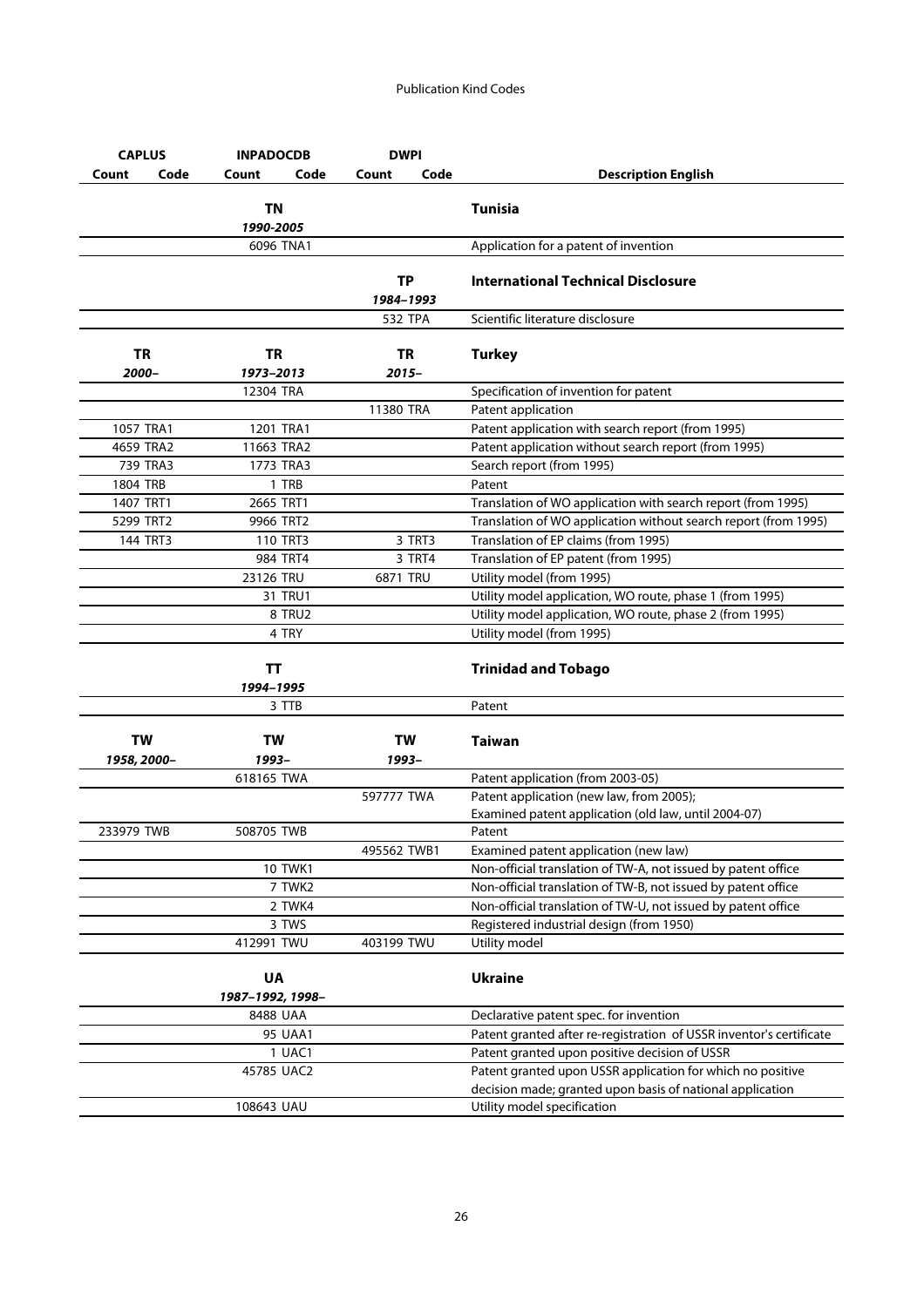| CAPLUS | | INPADOCDB | | DWPI | | |
|---|---|---|---|---|---|---|
| Count | Code | Count | Code | Count | Code | Description English |
| | | **TN** *1990-2005* | | | | **Tunisia** |
| | | 6096 | TNA1 | | | Application for a patent of invention |
| | | | | **TP** *1984–1993* | | **International Technical Disclosure** |
| | | | | 532 | TPA | Scientific literature disclosure |
| **TR** *2000–* | | **TR** *1973–2013* | | **TR** *2015–* | | **Turkey** |
| | | 12304 | TRA | | | Specification of invention for patent |
| | | | | 11380 | TRA | Patent application |
| 1057 | TRA1 | 1201 | TRA1 | | | Patent application with search report (from 1995) |
| 4659 | TRA2 | 11663 | TRA2 | | | Patent application without search report (from 1995) |
| 739 | TRA3 | 1773 | TRA3 | | | Search report (from 1995) |
| 1804 | TRB | 1 | TRB | | | Patent |
| 1407 | TRT1 | 2665 | TRT1 | | | Translation of WO application with search report (from 1995) |
| 5299 | TRT2 | 9966 | TRT2 | | | Translation of WO application without search report (from 1995) |
| 144 | TRT3 | 110 | TRT3 | 3 | TRT3 | Translation of EP claims (from 1995) |
| | | 984 | TRT4 | 3 | TRT4 | Translation of EP patent (from 1995) |
| | | 23126 | TRU | 6871 | TRU | Utility model (from 1995) |
| | | 31 | TRU1 | | | Utility model application, WO route, phase 1 (from 1995) |
| | | 8 | TRU2 | | | Utility model application, WO route, phase 2 (from 1995) |
| | | 4 | TRY | | | Utility model (from 1995) |
| | | **TT** *1994–1995* | | | | **Trinidad and Tobago** |
| | | 3 | TTB | | | Patent |
| **TW** *1958, 2000–* | | **TW** *1993–* | | **TW** *1993–* | | **Taiwan** |
| | | 618165 | TWA | | | Patent application (from 2003-05) |
| | | | | 597777 | TWA | Patent application (new law, from 2005); Examined patent application (old law, until 2004-07) |
| 233979 | TWB | 508705 | TWB | | | Patent |
| | | | | 495562 | TWB1 | Examined patent application (new law) |
| | | 10 | TWK1 | | | Non-official translation of TW-A, not issued by patent office |
| | | 7 | TWK2 | | | Non-official translation of TW-B, not issued by patent office |
| | | 2 | TWK4 | | | Non-official translation of TW-U, not issued by patent office |
| | | 3 | TWS | | | Registered industrial design (from 1950) |
| | | 412991 | TWU | 403199 | TWU | Utility model |
| | | **UA** *1987–1992, 1998–* | | | | **Ukraine** |
| | | 8488 | UAA | | | Declarative patent spec. for invention |
| | | 95 | UAA1 | | | Patent granted after re-registration of USSR inventor's certificate |
| | | 1 | UAC1 | | | Patent granted upon positive decision of USSR |
| | | 45785 | UAC2 | | | Patent granted upon USSR application for which no positive decision made; granted upon basis of national application |
| | | 108643 | UAU | | | Utility model specification |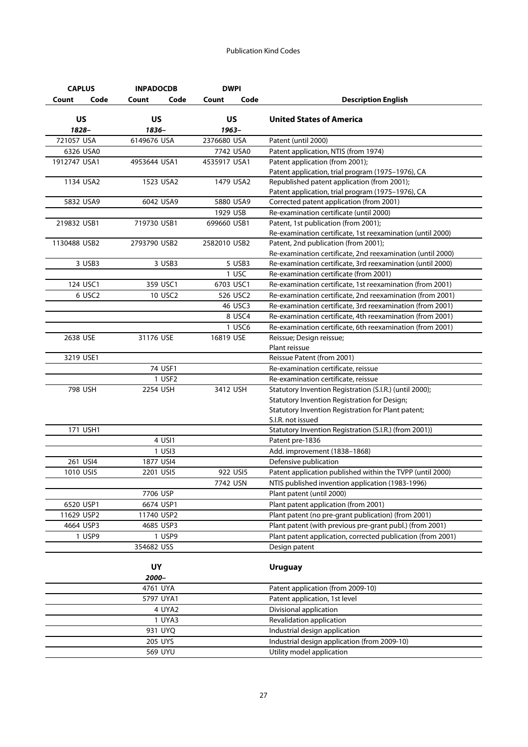| CAPLUS | | INPADOCDB | | DWPI | | |
|---|---|---|---|---|---|---|
| Count | Code | Count | Code | Count | Code | Description English |
| **US** *1828–* | | **US** *1836–* | | **US** *1963–* | | **United States of America** |
| 721057 | USA | 6149676 | USA | 2376680 | USA | Patent (until 2000) |
| 6326 | USA0 | | | 7742 | USA0 | Patent application, NTIS (from 1974) |
| 1912747 | USA1 | 4953644 | USA1 | 4535917 | USA1 | Patent application (from 2001); Patent application, trial program (1975–1976), CA |
| 1134 | USA2 | 1523 | USA2 | 1479 | USA2 | Republished patent application (from 2001); Patent application, trial program (1975–1976), CA |
| 5832 | USA9 | 6042 | USA9 | 5880 | USA9 | Corrected patent application (from 2001) |
| | | | | 1929 | USB | Re-examination certificate (until 2000) |
| 219832 | USB1 | 719730 | USB1 | 699660 | USB1 | Patent, 1st publication (from 2001); Re-examination certificate, 1st reexamination (until 2000) |
| 1130488 | USB2 | 2793790 | USB2 | 2582010 | USB2 | Patent, 2nd publication (from 2001); Re-examination certificate, 2nd reexamination (until 2000) |
| 3 | USB3 | 3 | USB3 | 5 | USB3 | Re-examination certificate, 3rd reexamination (until 2000) |
| | | | | 1 | USC | Re-examination certificate (from 2001) |
| 124 | USC1 | 359 | USC1 | 6703 | USC1 | Re-examination certificate, 1st reexamination (from 2001) |
| 6 | USC2 | 10 | USC2 | 526 | USC2 | Re-examination certificate, 2nd reexamination (from 2001) |
| | | | | 46 | USC3 | Re-examination certificate, 3rd reexamination (from 2001) |
| | | | | 8 | USC4 | Re-examination certificate, 4th reexamination (from 2001) |
| | | | | 1 | USC6 | Re-examination certificate, 6th reexamination (from 2001) |
| 2638 | USE | 31176 | USE | 16819 | USE | Reissue; Design reissue; Plant reissue |
| 3219 | USE1 | | | | | Reissue Patent (from 2001) |
| | | 74 | USF1 | | | Re-examination certificate, reissue |
| | | 1 | USF2 | | | Re-examination certificate, reissue |
| 798 | USH | 2254 | USH | 3412 | USH | Statutory Invention Registration (S.I.R.) (until 2000); Statutory Invention Registration for Design; Statutory Invention Registration for Plant patent; S.I.R. not issued |
| 171 | USH1 | | | | | Statutory Invention Registration (S.I.R.) (from 2001)) |
| | | 4 | USI1 | | | Patent pre-1836 |
| | | 1 | USI3 | | | Add. improvement (1838–1868) |
| 261 | USI4 | 1877 | USI4 | | | Defensive publication |
| 1010 | USI5 | 2201 | USI5 | 922 | USI5 | Patent application published within the TVPP (until 2000) |
| | | | | 7742 | USN | NTIS published invention application (1983-1996) |
| | | 7706 | USP | | | Plant patent (until 2000) |
| 6520 | USP1 | 6674 | USP1 | | | Plant patent application (from 2001) |
| 11629 | USP2 | 11740 | USP2 | | | Plant patent (no pre-grant publication) (from 2001) |
| 4664 | USP3 | 4685 | USP3 | | | Plant patent (with previous pre-grant publ.) (from 2001) |
| 1 | USP9 | 1 | USP9 | | | Plant patent application, corrected publication (from 2001) |
| | | 354682 | USS | | | Design patent |
| | | **UY** *2000–* | | | | **Uruguay** |
| | | 4761 | UYA | | | Patent application (from 2009-10) |
| | | 5797 | UYA1 | | | Patent application, 1st level |
| | | 4 | UYA2 | | | Divisional application |
| | | 1 | UYA3 | | | Revalidation application |
| | | 931 | UYQ | | | Industrial design application |
| | | 205 | UYS | | | Industrial design application (from 2009-10) |
| | | 569 | UYU | | | Utility model application |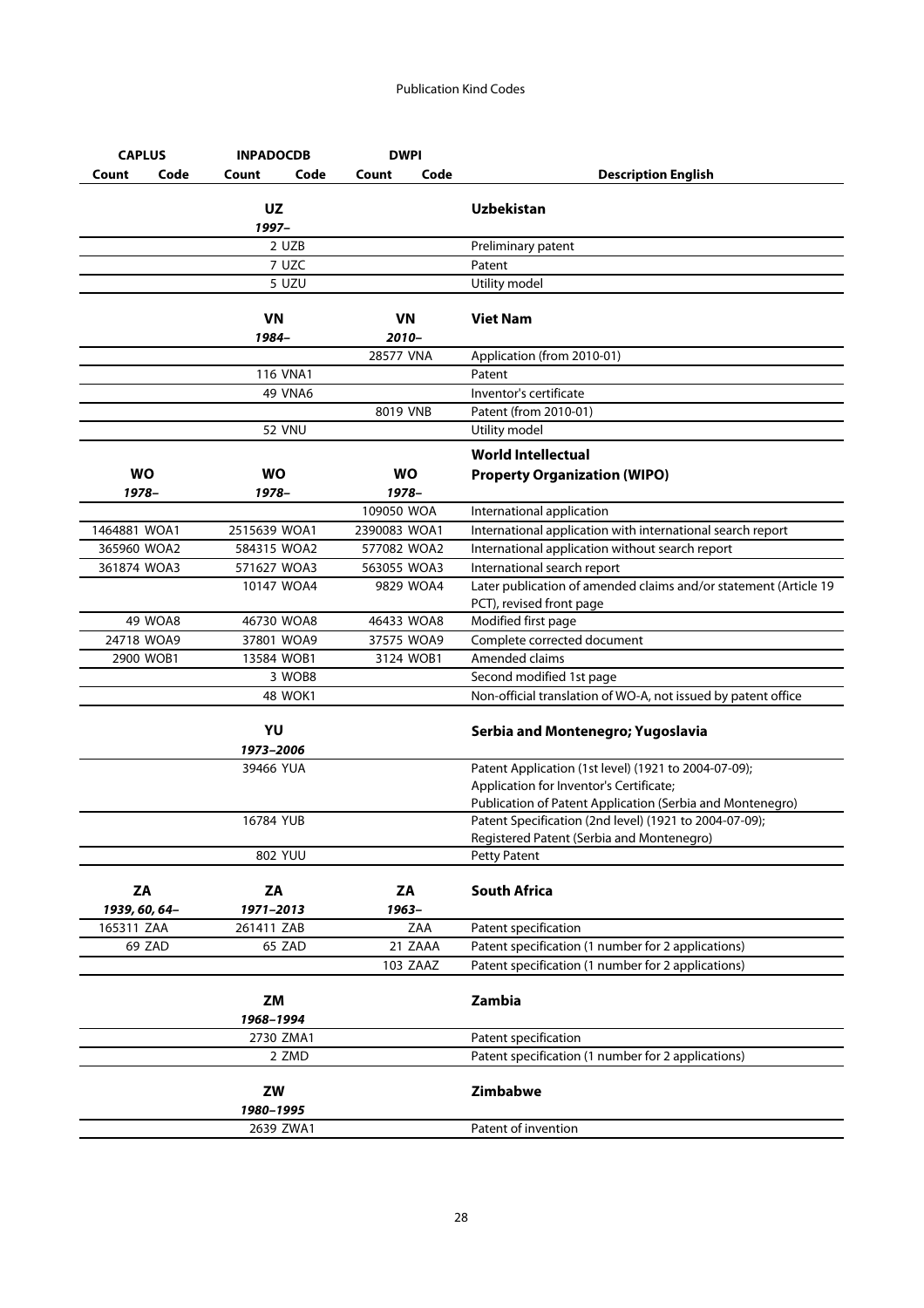| CAPLUS | | INPADOCDB | | DWPI | | |
|---|---|---|---|---|---|---|
| Count | Code | Count | Code | Count | Code | Description English |
| | | **UZ** *1997–* | | | | **Uzbekistan** |
| | | 2 | UZB | | | Preliminary patent |
| | | 7 | UZC | | | Patent |
| | | 5 | UZU | | | Utility model |
| | | **VN** *1984–* | | **VN** *2010–* | | **Viet Nam** |
| | | | | 28577 | VNA | Application (from 2010-01) |
| | | 116 | VNA1 | | | Patent |
| | | 49 | VNA6 | | | Inventor's certificate |
| | | | | 8019 | VNB | Patent (from 2010-01) |
| | | 52 | VNU | | | Utility model |
| **WO** *1978–* | | **WO** *1978–* | | **WO** *1978–* | | **World Intellectual Property Organization (WIPO)** |
| | | | | 109050 | WOA | International application |
| 1464881 | WOA1 | 2515639 | WOA1 | 2390083 | WOA1 | International application with international search report |
| 365960 | WOA2 | 584315 | WOA2 | 577082 | WOA2 | International application without search report |
| 361874 | WOA3 | 571627 | WOA3 | 563055 | WOA3 | International search report |
| | | 10147 | WOA4 | 9829 | WOA4 | Later publication of amended claims and/or statement (Article 19 PCT), revised front page |
| 49 | WOA8 | 46730 | WOA8 | 46433 | WOA8 | Modified first page |
| 24718 | WOA9 | 37801 | WOA9 | 37575 | WOA9 | Complete corrected document |
| 2900 | WOB1 | 13584 | WOB1 | 3124 | WOB1 | Amended claims |
| | | 3 | WOB8 | | | Second modified 1st page |
| | | 48 | WOK1 | | | Non-official translation of WO-A, not issued by patent office |
| | | **YU** *1973–2006* | | | | **Serbia and Montenegro; Yugoslavia** |
| | | 39466 | YUA | | | Patent Application (1st level) (1921 to 2004-07-09); Application for Inventor's Certificate; Publication of Patent Application (Serbia and Montenegro) |
| | | 16784 | YUB | | | Patent Specification (2nd level) (1921 to 2004-07-09); Registered Patent (Serbia and Montenegro) |
| | | 802 | YUU | | | Petty Patent |
| **ZA** *1939, 60, 64–* | | **ZA** *1971–2013* | | **ZA** *1963–* | | **South Africa** |
| 165311 | ZAA | 261411 | ZAB | | ZAA | Patent specification |
| 69 | ZAD | 65 | ZAD | 21 | ZAAA | Patent specification (1 number for 2 applications) |
| | | | | 103 | ZAAZ | Patent specification (1 number for 2 applications) |
| | | **ZM** *1968–1994* | | | | **Zambia** |
| | | 2730 | ZMA1 | | | Patent specification |
| | | 2 | ZMD | | | Patent specification (1 number for 2 applications) |
| | | **ZW** *1980–1995* | | | | **Zimbabwe** |
| | | 2639 | ZWA1 | | | Patent of invention |